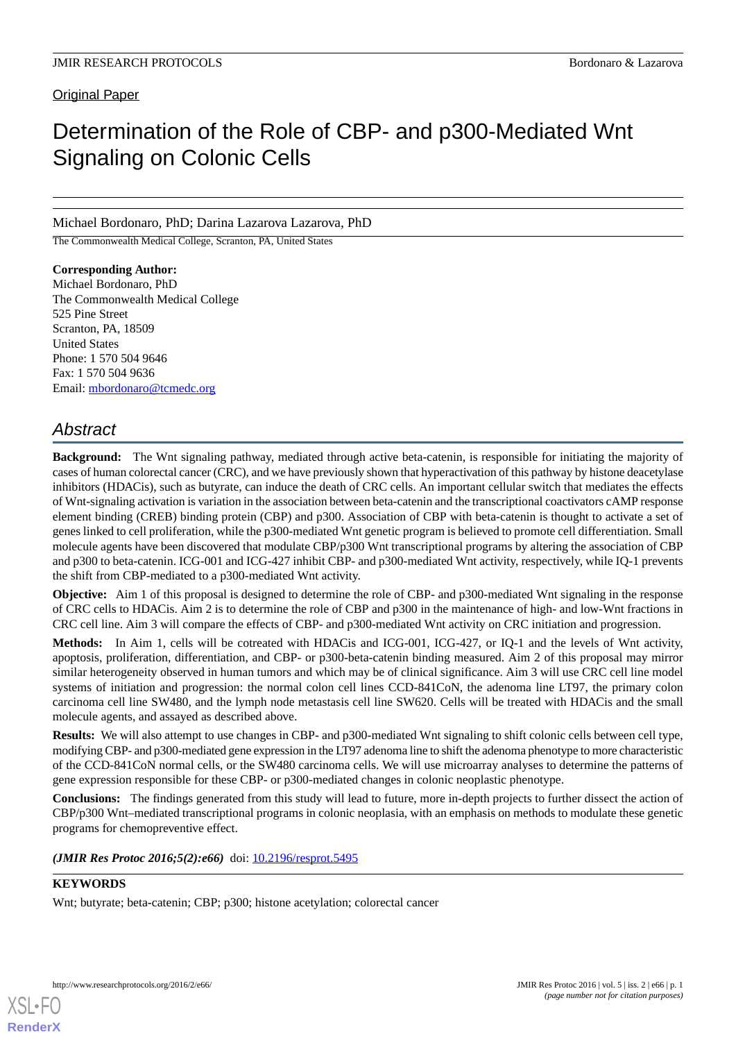Original Paper

# Determination of the Role of CBP- and p300-Mediated Wnt Signaling on Colonic Cells

Michael Bordonaro, PhD; Darina Lazarova Lazarova, PhD

The Commonwealth Medical College, Scranton, PA, United States

**Corresponding Author:**
Michael Bordonaro, PhD
The Commonwealth Medical College
525 Pine Street
Scranton, PA, 18509
United States
Phone: 1 570 504 9646
Fax: 1 570 504 9636
Email: mbordonaro@tcmedc.org

## Abstract

**Background:** The Wnt signaling pathway, mediated through active beta-catenin, is responsible for initiating the majority of cases of human colorectal cancer (CRC), and we have previously shown that hyperactivation of this pathway by histone deacetylase inhibitors (HDACis), such as butyrate, can induce the death of CRC cells. An important cellular switch that mediates the effects of Wnt-signaling activation is variation in the association between beta-catenin and the transcriptional coactivators cAMP response element binding (CREB) binding protein (CBP) and p300. Association of CBP with beta-catenin is thought to activate a set of genes linked to cell proliferation, while the p300-mediated Wnt genetic program is believed to promote cell differentiation. Small molecule agents have been discovered that modulate CBP/p300 Wnt transcriptional programs by altering the association of CBP and p300 to beta-catenin. ICG-001 and ICG-427 inhibit CBP- and p300-mediated Wnt activity, respectively, while IQ-1 prevents the shift from CBP-mediated to a p300-mediated Wnt activity.

**Objective:** Aim 1 of this proposal is designed to determine the role of CBP- and p300-mediated Wnt signaling in the response of CRC cells to HDACis. Aim 2 is to determine the role of CBP and p300 in the maintenance of high- and low-Wnt fractions in CRC cell line. Aim 3 will compare the effects of CBP- and p300-mediated Wnt activity on CRC initiation and progression.

**Methods:** In Aim 1, cells will be cotreated with HDACis and ICG-001, ICG-427, or IQ-1 and the levels of Wnt activity, apoptosis, proliferation, differentiation, and CBP- or p300-beta-catenin binding measured. Aim 2 of this proposal may mirror similar heterogeneity observed in human tumors and which may be of clinical significance. Aim 3 will use CRC cell line model systems of initiation and progression: the normal colon cell lines CCD-841CoN, the adenoma line LT97, the primary colon carcinoma cell line SW480, and the lymph node metastasis cell line SW620. Cells will be treated with HDACis and the small molecule agents, and assayed as described above.

**Results:** We will also attempt to use changes in CBP- and p300-mediated Wnt signaling to shift colonic cells between cell type, modifying CBP- and p300-mediated gene expression in the LT97 adenoma line to shift the adenoma phenotype to more characteristic of the CCD-841CoN normal cells, or the SW480 carcinoma cells. We will use microarray analyses to determine the patterns of gene expression responsible for these CBP- or p300-mediated changes in colonic neoplastic phenotype.

**Conclusions:** The findings generated from this study will lead to future, more in-depth projects to further dissect the action of CBP/p300 Wnt–mediated transcriptional programs in colonic neoplasia, with an emphasis on methods to modulate these genetic programs for chemopreventive effect.

***(JMIR Res Protoc 2016;5(2):e66)*** doi: 10.2196/resprot.5495

**KEYWORDS**

Wnt; butyrate; beta-catenin; CBP; p300; histone acetylation; colorectal cancer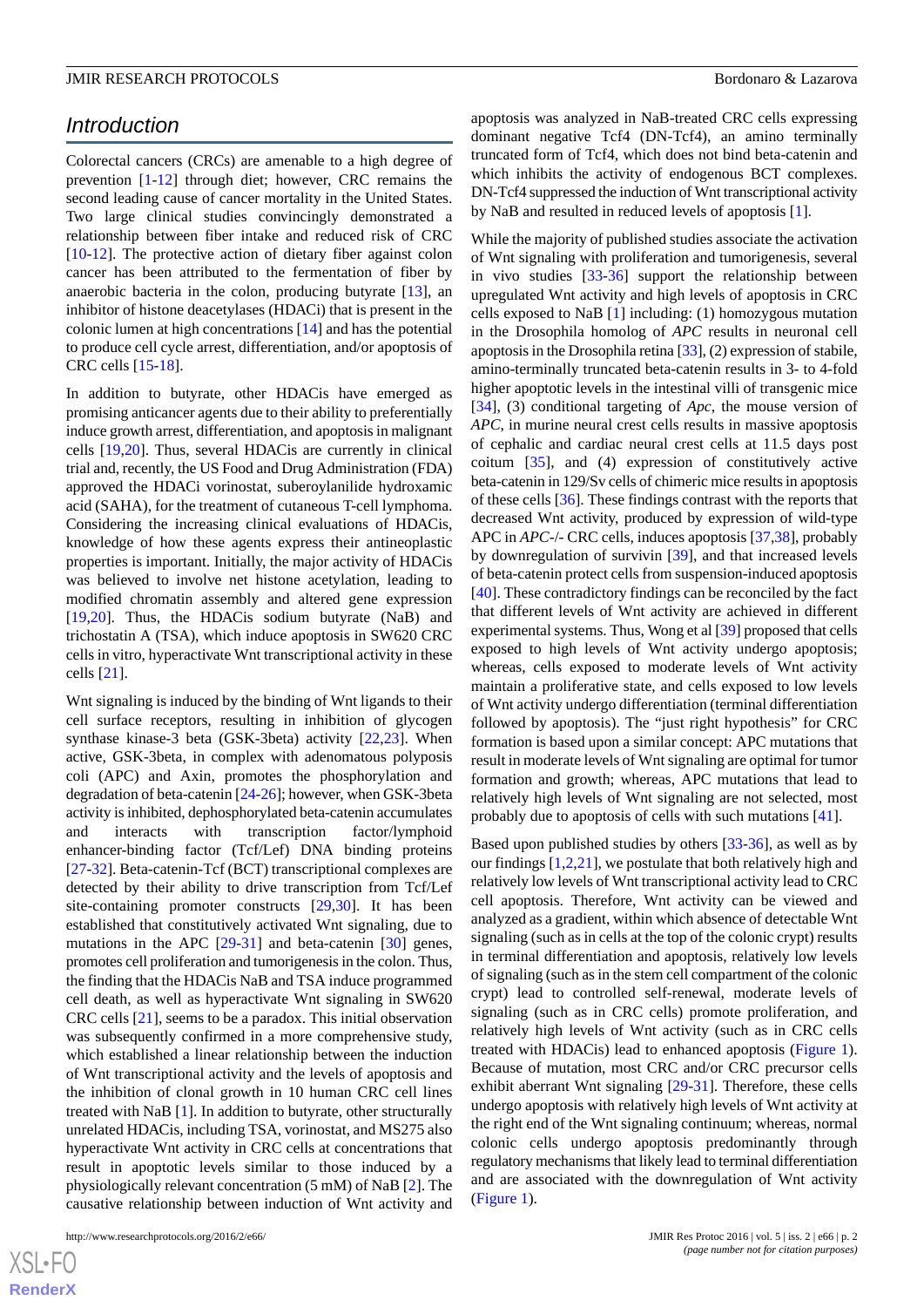## Introduction

Colorectal cancers (CRCs) are amenable to a high degree of prevention [1-12] through diet; however, CRC remains the second leading cause of cancer mortality in the United States. Two large clinical studies convincingly demonstrated a relationship between fiber intake and reduced risk of CRC [10-12]. The protective action of dietary fiber against colon cancer has been attributed to the fermentation of fiber by anaerobic bacteria in the colon, producing butyrate [13], an inhibitor of histone deacetylases (HDACi) that is present in the colonic lumen at high concentrations [14] and has the potential to produce cell cycle arrest, differentiation, and/or apoptosis of CRC cells [15-18].

In addition to butyrate, other HDACis have emerged as promising anticancer agents due to their ability to preferentially induce growth arrest, differentiation, and apoptosis in malignant cells [19,20]. Thus, several HDACis are currently in clinical trial and, recently, the US Food and Drug Administration (FDA) approved the HDACi vorinostat, suberoylanilide hydroxamic acid (SAHA), for the treatment of cutaneous T-cell lymphoma. Considering the increasing clinical evaluations of HDACis, knowledge of how these agents express their antineoplastic properties is important. Initially, the major activity of HDACis was believed to involve net histone acetylation, leading to modified chromatin assembly and altered gene expression [19,20]. Thus, the HDACis sodium butyrate (NaB) and trichostatin A (TSA), which induce apoptosis in SW620 CRC cells in vitro, hyperactivate Wnt transcriptional activity in these cells [21].

Wnt signaling is induced by the binding of Wnt ligands to their cell surface receptors, resulting in inhibition of glycogen synthase kinase-3 beta (GSK-3beta) activity [22,23]. When active, GSK-3beta, in complex with adenomatous polyposis coli (APC) and Axin, promotes the phosphorylation and degradation of beta-catenin [24-26]; however, when GSK-3beta activity is inhibited, dephosphorylated beta-catenin accumulates and interacts with transcription factor/lymphoid enhancer-binding factor (Tcf/Lef) DNA binding proteins [27-32]. Beta-catenin-Tcf (BCT) transcriptional complexes are detected by their ability to drive transcription from Tcf/Lef site-containing promoter constructs [29,30]. It has been established that constitutively activated Wnt signaling, due to mutations in the APC [29-31] and beta-catenin [30] genes, promotes cell proliferation and tumorigenesis in the colon. Thus, the finding that the HDACis NaB and TSA induce programmed cell death, as well as hyperactivate Wnt signaling in SW620 CRC cells [21], seems to be a paradox. This initial observation was subsequently confirmed in a more comprehensive study, which established a linear relationship between the induction of Wnt transcriptional activity and the levels of apoptosis and the inhibition of clonal growth in 10 human CRC cell lines treated with NaB [1]. In addition to butyrate, other structurally unrelated HDACis, including TSA, vorinostat, and MS275 also hyperactivate Wnt activity in CRC cells at concentrations that result in apoptotic levels similar to those induced by a physiologically relevant concentration (5 mM) of NaB [2]. The causative relationship between induction of Wnt activity and apoptosis was analyzed in NaB-treated CRC cells expressing dominant negative Tcf4 (DN-Tcf4), an amino terminally truncated form of Tcf4, which does not bind beta-catenin and which inhibits the activity of endogenous BCT complexes. DN-Tcf4 suppressed the induction of Wnt transcriptional activity by NaB and resulted in reduced levels of apoptosis [1].

While the majority of published studies associate the activation of Wnt signaling with proliferation and tumorigenesis, several in vivo studies [33-36] support the relationship between upregulated Wnt activity and high levels of apoptosis in CRC cells exposed to NaB [1] including: (1) homozygous mutation in the Drosophila homolog of *APC* results in neuronal cell apoptosis in the Drosophila retina [33], (2) expression of stabile, amino-terminally truncated beta-catenin results in 3- to 4-fold higher apoptotic levels in the intestinal villi of transgenic mice [34], (3) conditional targeting of *Apc*, the mouse version of *APC*, in murine neural crest cells results in massive apoptosis of cephalic and cardiac neural crest cells at 11.5 days post coitum [35], and (4) expression of constitutively active beta-catenin in 129/Sv cells of chimeric mice results in apoptosis of these cells [36]. These findings contrast with the reports that decreased Wnt activity, produced by expression of wild-type APC in *APC*-/- CRC cells, induces apoptosis [37,38], probably by downregulation of survivin [39], and that increased levels of beta-catenin protect cells from suspension-induced apoptosis [40]. These contradictory findings can be reconciled by the fact that different levels of Wnt activity are achieved in different experimental systems. Thus, Wong et al [39] proposed that cells exposed to high levels of Wnt activity undergo apoptosis; whereas, cells exposed to moderate levels of Wnt activity maintain a proliferative state, and cells exposed to low levels of Wnt activity undergo differentiation (terminal differentiation followed by apoptosis). The "just right hypothesis" for CRC formation is based upon a similar concept: APC mutations that result in moderate levels of Wnt signaling are optimal for tumor formation and growth; whereas, APC mutations that lead to relatively high levels of Wnt signaling are not selected, most probably due to apoptosis of cells with such mutations [41].

Based upon published studies by others [33-36], as well as by our findings [1,2,21], we postulate that both relatively high and relatively low levels of Wnt transcriptional activity lead to CRC cell apoptosis. Therefore, Wnt activity can be viewed and analyzed as a gradient, within which absence of detectable Wnt signaling (such as in cells at the top of the colonic crypt) results in terminal differentiation and apoptosis, relatively low levels of signaling (such as in the stem cell compartment of the colonic crypt) lead to controlled self-renewal, moderate levels of signaling (such as in CRC cells) promote proliferation, and relatively high levels of Wnt activity (such as in CRC cells treated with HDACis) lead to enhanced apoptosis (Figure 1). Because of mutation, most CRC and/or CRC precursor cells exhibit aberrant Wnt signaling [29-31]. Therefore, these cells undergo apoptosis with relatively high levels of Wnt activity at the right end of the Wnt signaling continuum; whereas, normal colonic cells undergo apoptosis predominantly through regulatory mechanisms that likely lead to terminal differentiation and are associated with the downregulation of Wnt activity (Figure 1).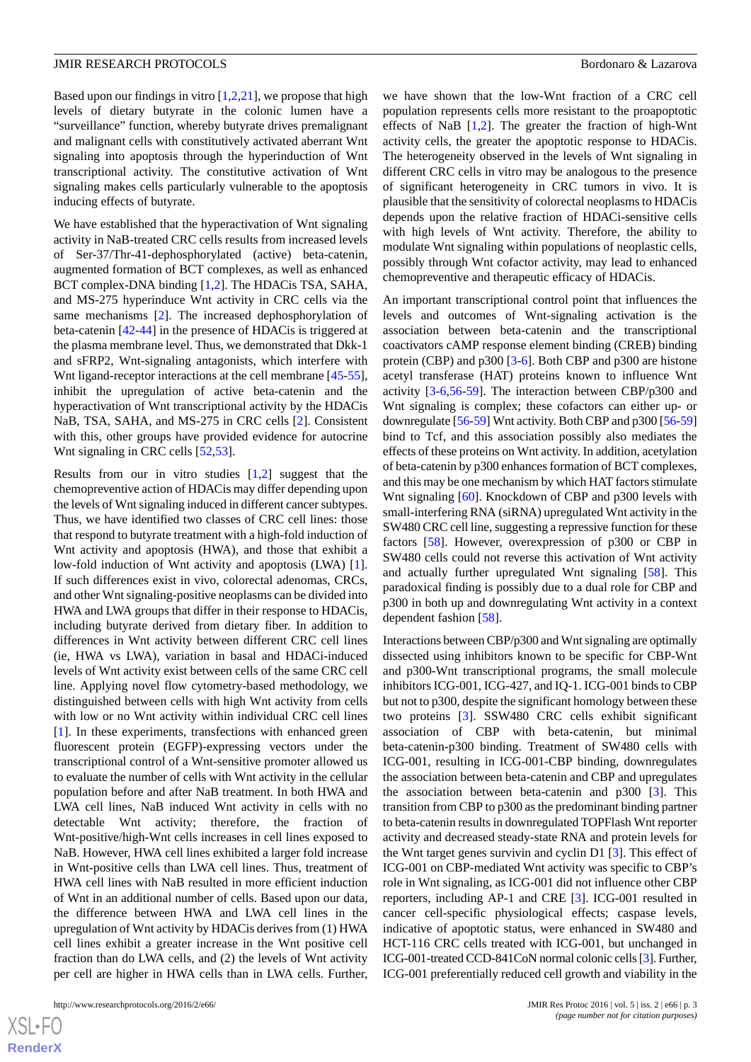Based upon our findings in vitro [1,2,21], we propose that high levels of dietary butyrate in the colonic lumen have a "surveillance" function, whereby butyrate drives premalignant and malignant cells with constitutively activated aberrant Wnt signaling into apoptosis through the hyperinduction of Wnt transcriptional activity. The constitutive activation of Wnt signaling makes cells particularly vulnerable to the apoptosis inducing effects of butyrate.

We have established that the hyperactivation of Wnt signaling activity in NaB-treated CRC cells results from increased levels of Ser-37/Thr-41-dephosphorylated (active) beta-catenin, augmented formation of BCT complexes, as well as enhanced BCT complex-DNA binding [1,2]. The HDACis TSA, SAHA, and MS-275 hyperinduce Wnt activity in CRC cells via the same mechanisms [2]. The increased dephosphorylation of beta-catenin [42-44] in the presence of HDACis is triggered at the plasma membrane level. Thus, we demonstrated that Dkk-1 and sFRP2, Wnt-signaling antagonists, which interfere with Wnt ligand-receptor interactions at the cell membrane [45-55], inhibit the upregulation of active beta-catenin and the hyperactivation of Wnt transcriptional activity by the HDACis NaB, TSA, SAHA, and MS-275 in CRC cells [2]. Consistent with this, other groups have provided evidence for autocrine Wnt signaling in CRC cells [52,53].

Results from our in vitro studies [1,2] suggest that the chemopreventive action of HDACis may differ depending upon the levels of Wnt signaling induced in different cancer subtypes. Thus, we have identified two classes of CRC cell lines: those that respond to butyrate treatment with a high-fold induction of Wnt activity and apoptosis (HWA), and those that exhibit a low-fold induction of Wnt activity and apoptosis (LWA) [1]. If such differences exist in vivo, colorectal adenomas, CRCs, and other Wnt signaling-positive neoplasms can be divided into HWA and LWA groups that differ in their response to HDACis, including butyrate derived from dietary fiber. In addition to differences in Wnt activity between different CRC cell lines (ie, HWA vs LWA), variation in basal and HDACi-induced levels of Wnt activity exist between cells of the same CRC cell line. Applying novel flow cytometry-based methodology, we distinguished between cells with high Wnt activity from cells with low or no Wnt activity within individual CRC cell lines [1]. In these experiments, transfections with enhanced green fluorescent protein (EGFP)-expressing vectors under the transcriptional control of a Wnt-sensitive promoter allowed us to evaluate the number of cells with Wnt activity in the cellular population before and after NaB treatment. In both HWA and LWA cell lines, NaB induced Wnt activity in cells with no detectable Wnt activity; therefore, the fraction of Wnt-positive/high-Wnt cells increases in cell lines exposed to NaB. However, HWA cell lines exhibited a larger fold increase in Wnt-positive cells than LWA cell lines. Thus, treatment of HWA cell lines with NaB resulted in more efficient induction of Wnt in an additional number of cells. Based upon our data, the difference between HWA and LWA cell lines in the upregulation of Wnt activity by HDACis derives from (1) HWA cell lines exhibit a greater increase in the Wnt positive cell fraction than do LWA cells, and (2) the levels of Wnt activity per cell are higher in HWA cells than in LWA cells. Further, we have shown that the low-Wnt fraction of a CRC cell population represents cells more resistant to the proapoptotic effects of NaB [1,2]. The greater the fraction of high-Wnt activity cells, the greater the apoptotic response to HDACis. The heterogeneity observed in the levels of Wnt signaling in different CRC cells in vitro may be analogous to the presence of significant heterogeneity in CRC tumors in vivo. It is plausible that the sensitivity of colorectal neoplasms to HDACis depends upon the relative fraction of HDACi-sensitive cells with high levels of Wnt activity. Therefore, the ability to modulate Wnt signaling within populations of neoplastic cells, possibly through Wnt cofactor activity, may lead to enhanced chemopreventive and therapeutic efficacy of HDACis.

An important transcriptional control point that influences the levels and outcomes of Wnt-signaling activation is the association between beta-catenin and the transcriptional coactivators cAMP response element binding (CREB) binding protein (CBP) and p300 [3-6]. Both CBP and p300 are histone acetyl transferase (HAT) proteins known to influence Wnt activity [3-6,56-59]. The interaction between CBP/p300 and Wnt signaling is complex; these cofactors can either up- or downregulate [56-59] Wnt activity. Both CBP and p300 [56-59] bind to Tcf, and this association possibly also mediates the effects of these proteins on Wnt activity. In addition, acetylation of beta-catenin by p300 enhances formation of BCT complexes, and this may be one mechanism by which HAT factors stimulate Wnt signaling [60]. Knockdown of CBP and p300 levels with small-interfering RNA (siRNA) upregulated Wnt activity in the SW480 CRC cell line, suggesting a repressive function for these factors [58]. However, overexpression of p300 or CBP in SW480 cells could not reverse this activation of Wnt activity and actually further upregulated Wnt signaling [58]. This paradoxical finding is possibly due to a dual role for CBP and p300 in both up and downregulating Wnt activity in a context dependent fashion [58].

Interactions between CBP/p300 and Wnt signaling are optimally dissected using inhibitors known to be specific for CBP-Wnt and p300-Wnt transcriptional programs, the small molecule inhibitors ICG-001, ICG-427, and IQ-1. ICG-001 binds to CBP but not to p300, despite the significant homology between these two proteins [3]. SSW480 CRC cells exhibit significant association of CBP with beta-catenin, but minimal beta-catenin-p300 binding. Treatment of SW480 cells with ICG-001, resulting in ICG-001-CBP binding, downregulates the association between beta-catenin and CBP and upregulates the association between beta-catenin and p300 [3]. This transition from CBP to p300 as the predominant binding partner to beta-catenin results in downregulated TOPFlash Wnt reporter activity and decreased steady-state RNA and protein levels for the Wnt target genes survivin and cyclin D1 [3]. This effect of ICG-001 on CBP-mediated Wnt activity was specific to CBP's role in Wnt signaling, as ICG-001 did not influence other CBP reporters, including AP-1 and CRE [3]. ICG-001 resulted in cancer cell-specific physiological effects; caspase levels, indicative of apoptotic status, were enhanced in SW480 and HCT-116 CRC cells treated with ICG-001, but unchanged in ICG-001-treated CCD-841CoN normal colonic cells [3]. Further, ICG-001 preferentially reduced cell growth and viability in the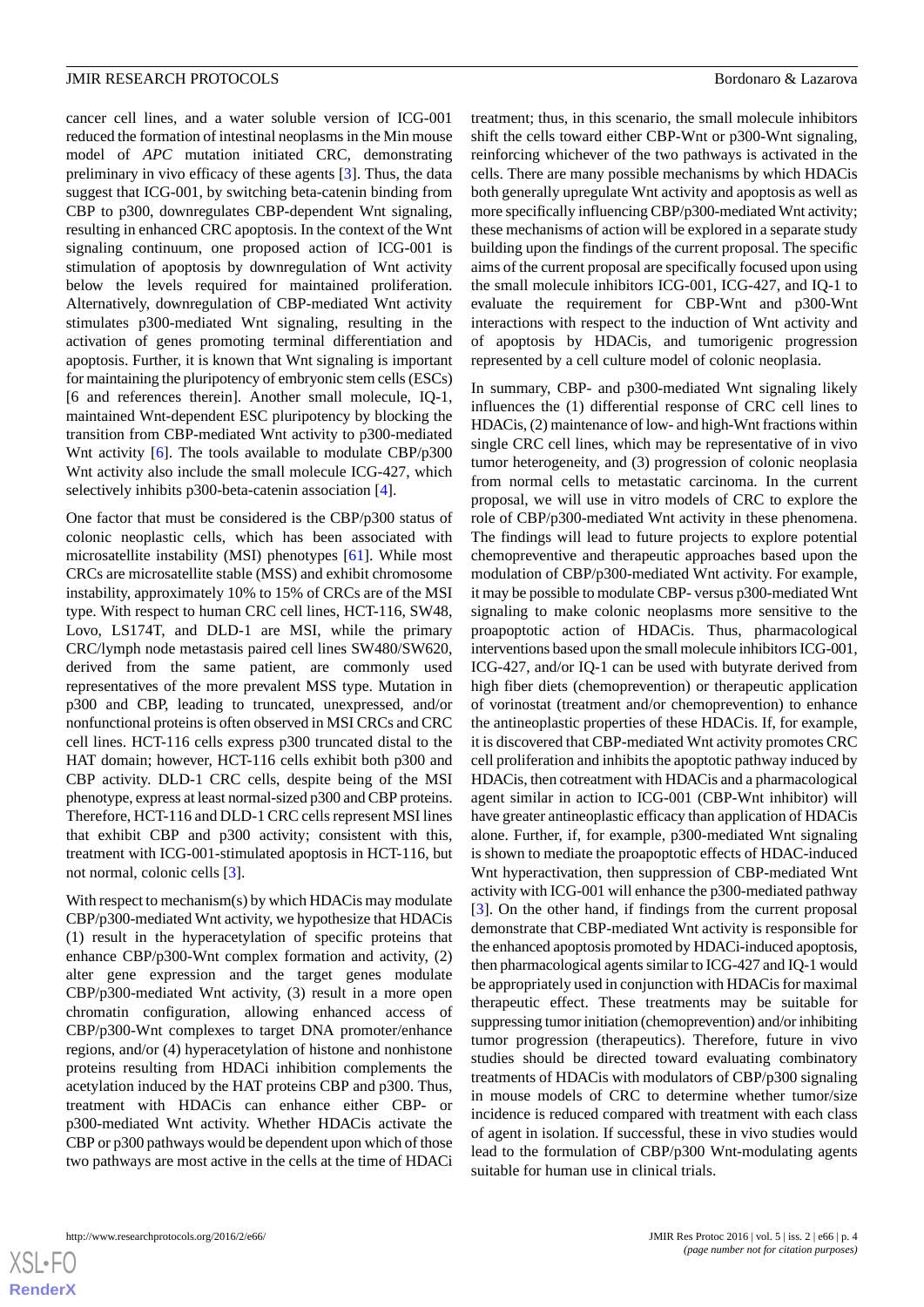cancer cell lines, and a water soluble version of ICG-001 reduced the formation of intestinal neoplasms in the Min mouse model of *APC* mutation initiated CRC, demonstrating preliminary in vivo efficacy of these agents [3]. Thus, the data suggest that ICG-001, by switching beta-catenin binding from CBP to p300, downregulates CBP-dependent Wnt signaling, resulting in enhanced CRC apoptosis. In the context of the Wnt signaling continuum, one proposed action of ICG-001 is stimulation of apoptosis by downregulation of Wnt activity below the levels required for maintained proliferation. Alternatively, downregulation of CBP-mediated Wnt activity stimulates p300-mediated Wnt signaling, resulting in the activation of genes promoting terminal differentiation and apoptosis. Further, it is known that Wnt signaling is important for maintaining the pluripotency of embryonic stem cells (ESCs) [6 and references therein]. Another small molecule, IQ-1, maintained Wnt-dependent ESC pluripotency by blocking the transition from CBP-mediated Wnt activity to p300-mediated Wnt activity [6]. The tools available to modulate CBP/p300 Wnt activity also include the small molecule ICG-427, which selectively inhibits p300-beta-catenin association [4].

One factor that must be considered is the CBP/p300 status of colonic neoplastic cells, which has been associated with microsatellite instability (MSI) phenotypes [61]. While most CRCs are microsatellite stable (MSS) and exhibit chromosome instability, approximately 10% to 15% of CRCs are of the MSI type. With respect to human CRC cell lines, HCT-116, SW48, Lovo, LS174T, and DLD-1 are MSI, while the primary CRC/lymph node metastasis paired cell lines SW480/SW620, derived from the same patient, are commonly used representatives of the more prevalent MSS type. Mutation in p300 and CBP, leading to truncated, unexpressed, and/or nonfunctional proteins is often observed in MSI CRCs and CRC cell lines. HCT-116 cells express p300 truncated distal to the HAT domain; however, HCT-116 cells exhibit both p300 and CBP activity. DLD-1 CRC cells, despite being of the MSI phenotype, express at least normal-sized p300 and CBP proteins. Therefore, HCT-116 and DLD-1 CRC cells represent MSI lines that exhibit CBP and p300 activity; consistent with this, treatment with ICG-001-stimulated apoptosis in HCT-116, but not normal, colonic cells [3].

With respect to mechanism(s) by which HDACis may modulate CBP/p300-mediated Wnt activity, we hypothesize that HDACis (1) result in the hyperacetylation of specific proteins that enhance CBP/p300-Wnt complex formation and activity, (2) alter gene expression and the target genes modulate CBP/p300-mediated Wnt activity, (3) result in a more open chromatin configuration, allowing enhanced access of CBP/p300-Wnt complexes to target DNA promoter/enhance regions, and/or (4) hyperacetylation of histone and nonhistone proteins resulting from HDACi inhibition complements the acetylation induced by the HAT proteins CBP and p300. Thus, treatment with HDACis can enhance either CBP- or p300-mediated Wnt activity. Whether HDACis activate the CBP or p300 pathways would be dependent upon which of those two pathways are most active in the cells at the time of HDACi treatment; thus, in this scenario, the small molecule inhibitors shift the cells toward either CBP-Wnt or p300-Wnt signaling, reinforcing whichever of the two pathways is activated in the cells. There are many possible mechanisms by which HDACis both generally upregulate Wnt activity and apoptosis as well as more specifically influencing CBP/p300-mediated Wnt activity; these mechanisms of action will be explored in a separate study building upon the findings of the current proposal. The specific aims of the current proposal are specifically focused upon using the small molecule inhibitors ICG-001, ICG-427, and IQ-1 to evaluate the requirement for CBP-Wnt and p300-Wnt interactions with respect to the induction of Wnt activity and of apoptosis by HDACis, and tumorigenic progression represented by a cell culture model of colonic neoplasia.

In summary, CBP- and p300-mediated Wnt signaling likely influences the (1) differential response of CRC cell lines to HDACis, (2) maintenance of low- and high-Wnt fractions within single CRC cell lines, which may be representative of in vivo tumor heterogeneity, and (3) progression of colonic neoplasia from normal cells to metastatic carcinoma. In the current proposal, we will use in vitro models of CRC to explore the role of CBP/p300-mediated Wnt activity in these phenomena. The findings will lead to future projects to explore potential chemopreventive and therapeutic approaches based upon the modulation of CBP/p300-mediated Wnt activity. For example, it may be possible to modulate CBP- versus p300-mediated Wnt signaling to make colonic neoplasms more sensitive to the proapoptotic action of HDACis. Thus, pharmacological interventions based upon the small molecule inhibitors ICG-001, ICG-427, and/or IQ-1 can be used with butyrate derived from high fiber diets (chemoprevention) or therapeutic application of vorinostat (treatment and/or chemoprevention) to enhance the antineoplastic properties of these HDACis. If, for example, it is discovered that CBP-mediated Wnt activity promotes CRC cell proliferation and inhibits the apoptotic pathway induced by HDACis, then cotreatment with HDACis and a pharmacological agent similar in action to ICG-001 (CBP-Wnt inhibitor) will have greater antineoplastic efficacy than application of HDACis alone. Further, if, for example, p300-mediated Wnt signaling is shown to mediate the proapoptotic effects of HDAC-induced Wnt hyperactivation, then suppression of CBP-mediated Wnt activity with ICG-001 will enhance the p300-mediated pathway [3]. On the other hand, if findings from the current proposal demonstrate that CBP-mediated Wnt activity is responsible for the enhanced apoptosis promoted by HDACi-induced apoptosis, then pharmacological agents similar to ICG-427 and IQ-1 would be appropriately used in conjunction with HDACis for maximal therapeutic effect. These treatments may be suitable for suppressing tumor initiation (chemoprevention) and/or inhibiting tumor progression (therapeutics). Therefore, future in vivo studies should be directed toward evaluating combinatory treatments of HDACis with modulators of CBP/p300 signaling in mouse models of CRC to determine whether tumor/size incidence is reduced compared with treatment with each class of agent in isolation. If successful, these in vivo studies would lead to the formulation of CBP/p300 Wnt-modulating agents suitable for human use in clinical trials.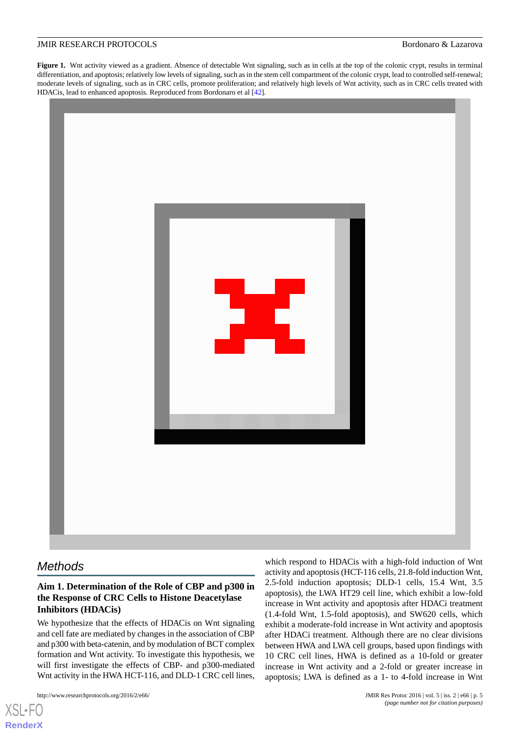**Figure 1.** Wnt activity viewed as a gradient. Absence of detectable Wnt signaling, such as in cells at the top of the colonic crypt, results in terminal differentiation, and apoptosis; relatively low levels of signaling, such as in the stem cell compartment of the colonic crypt, lead to controlled self-renewal; moderate levels of signaling, such as in CRC cells, promote proliferation; and relatively high levels of Wnt activity, such as in CRC cells treated with HDACis, lead to enhanced apoptosis. Reproduced from Bordonaro et al [42].

## Methods

### Aim 1. Determination of the Role of CBP and p300 in the Response of CRC Cells to Histone Deacetylase Inhibitors (HDACis)

We hypothesize that the effects of HDACis on Wnt signaling and cell fate are mediated by changes in the association of CBP and p300 with beta-catenin, and by modulation of BCT complex formation and Wnt activity. To investigate this hypothesis, we will first investigate the effects of CBP- and p300-mediated Wnt activity in the HWA HCT-116, and DLD-1 CRC cell lines, which respond to HDACis with a high-fold induction of Wnt activity and apoptosis (HCT-116 cells, 21.8-fold induction Wnt, 2.5-fold induction apoptosis; DLD-1 cells, 15.4 Wnt, 3.5 apoptosis), the LWA HT29 cell line, which exhibit a low-fold increase in Wnt activity and apoptosis after HDACi treatment (1.4-fold Wnt, 1.5-fold apoptosis), and SW620 cells, which exhibit a moderate-fold increase in Wnt activity and apoptosis after HDACi treatment. Although there are no clear divisions between HWA and LWA cell groups, based upon findings with 10 CRC cell lines, HWA is defined as a 10-fold or greater increase in Wnt activity and a 2-fold or greater increase in apoptosis; LWA is defined as a 1- to 4-fold increase in Wnt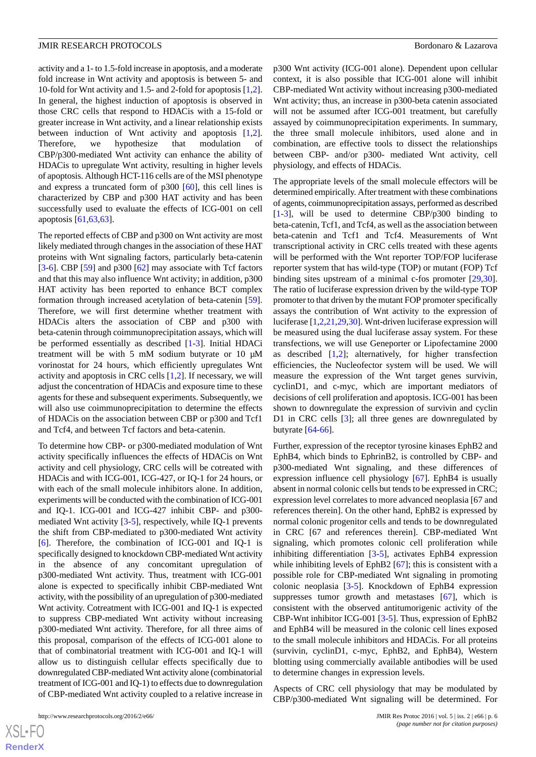activity and a 1- to 1.5-fold increase in apoptosis, and a moderate fold increase in Wnt activity and apoptosis is between 5- and 10-fold for Wnt activity and 1.5- and 2-fold for apoptosis [1,2]. In general, the highest induction of apoptosis is observed in those CRC cells that respond to HDACis with a 15-fold or greater increase in Wnt activity, and a linear relationship exists between induction of Wnt activity and apoptosis [1,2]. Therefore, we hypothesize that modulation of CBP/p300-mediated Wnt activity can enhance the ability of HDACis to upregulate Wnt activity, resulting in higher levels of apoptosis. Although HCT-116 cells are of the MSI phenotype and express a truncated form of p300 [60], this cell lines is characterized by CBP and p300 HAT activity and has been successfully used to evaluate the effects of ICG-001 on cell apoptosis [61,63,63].

The reported effects of CBP and p300 on Wnt activity are most likely mediated through changes in the association of these HAT proteins with Wnt signaling factors, particularly beta-catenin [3-6]. CBP [59] and p300 [62] may associate with Tcf factors and that this may also influence Wnt activity; in addition, p300 HAT activity has been reported to enhance BCT complex formation through increased acetylation of beta-catenin [59]. Therefore, we will first determine whether treatment with HDACis alters the association of CBP and p300 with beta-catenin through coimmunoprecipitation assays, which will be performed essentially as described [1-3]. Initial HDACi treatment will be with 5 mM sodium butyrate or 10 µM vorinostat for 24 hours, which efficiently upregulates Wnt activity and apoptosis in CRC cells [1,2]. If necessary, we will adjust the concentration of HDACis and exposure time to these agents for these and subsequent experiments. Subsequently, we will also use coimmunoprecipitation to determine the effects of HDACis on the association between CBP or p300 and Tcf1 and Tcf4, and between Tcf factors and beta-catenin.

To determine how CBP- or p300-mediated modulation of Wnt activity specifically influences the effects of HDACis on Wnt activity and cell physiology, CRC cells will be cotreated with HDACis and with ICG-001, ICG-427, or IQ-1 for 24 hours, or with each of the small molecule inhibitors alone. In addition, experiments will be conducted with the combination of ICG-001 and IQ-1. ICG-001 and ICG-427 inhibit CBP- and p300-mediated Wnt activity [3-5], respectively, while IQ-1 prevents the shift from CBP-mediated to p300-mediated Wnt activity [6]. Therefore, the combination of ICG-001 and IQ-1 is specifically designed to knockdown CBP-mediated Wnt activity in the absence of any concomitant upregulation of p300-mediated Wnt activity. Thus, treatment with ICG-001 alone is expected to specifically inhibit CBP-mediated Wnt activity, with the possibility of an upregulation of p300-mediated Wnt activity. Cotreatment with ICG-001 and IQ-1 is expected to suppress CBP-mediated Wnt activity without increasing p300-mediated Wnt activity. Therefore, for all three aims of this proposal, comparison of the effects of ICG-001 alone to that of combinatorial treatment with ICG-001 and IQ-1 will allow us to distinguish cellular effects specifically due to downregulated CBP-mediated Wnt activity alone (combinatorial treatment of ICG-001 and IQ-1) to effects due to downregulation of CBP-mediated Wnt activity coupled to a relative increase in p300 Wnt activity (ICG-001 alone). Dependent upon cellular context, it is also possible that ICG-001 alone will inhibit CBP-mediated Wnt activity without increasing p300-mediated Wnt activity; thus, an increase in p300-beta catenin associated will not be assumed after ICG-001 treatment, but carefully assayed by coimmunoprecipitation experiments. In summary, the three small molecule inhibitors, used alone and in combination, are effective tools to dissect the relationships between CBP- and/or p300- mediated Wnt activity, cell physiology, and effects of HDACis.

The appropriate levels of the small molecule effectors will be determined empirically. After treatment with these combinations of agents, coimmunoprecipitation assays, performed as described [1-3], will be used to determine CBP/p300 binding to beta-catenin, Tcf1, and Tcf4, as well as the association between beta-catenin and Tcf1 and Tcf4. Measurements of Wnt transcriptional activity in CRC cells treated with these agents will be performed with the Wnt reporter TOP/FOP luciferase reporter system that has wild-type (TOP) or mutant (FOP) Tcf binding sites upstream of a minimal c-fos promoter [29,30]. The ratio of luciferase expression driven by the wild-type TOP promoter to that driven by the mutant FOP promoter specifically assays the contribution of Wnt activity to the expression of luciferase [1,2,21,29,30]. Wnt-driven luciferase expression will be measured using the dual luciferase assay system. For these transfections, we will use Geneporter or Lipofectamine 2000 as described [1,2]; alternatively, for higher transfection efficiencies, the Nucleofector system will be used. We will measure the expression of the Wnt target genes survivin, cyclinD1, and c-myc, which are important mediators of decisions of cell proliferation and apoptosis. ICG-001 has been shown to downregulate the expression of survivin and cyclin D1 in CRC cells [3]; all three genes are downregulated by butyrate [64-66].

Further, expression of the receptor tyrosine kinases EphB2 and EphB4, which binds to EphrinB2, is controlled by CBP- and p300-mediated Wnt signaling, and these differences of expression influence cell physiology [67]. EphB4 is usually absent in normal colonic cells but tends to be expressed in CRC; expression level correlates to more advanced neoplasia [67 and references therein]. On the other hand, EphB2 is expressed by normal colonic progenitor cells and tends to be downregulated in CRC [67 and references therein]. CBP-mediated Wnt signaling, which promotes colonic cell proliferation while inhibiting differentiation [3-5], activates EphB4 expression while inhibiting levels of EphB2 [67]; this is consistent with a possible role for CBP-mediated Wnt signaling in promoting colonic neoplasia [3-5]. Knockdown of EphB4 expression suppresses tumor growth and metastases [67], which is consistent with the observed antitumorigenic activity of the CBP-Wnt inhibitor ICG-001 [3-5]. Thus, expression of EphB2 and EphB4 will be measured in the colonic cell lines exposed to the small molecule inhibitors and HDACis. For all proteins (survivin, cyclinD1, c-myc, EphB2, and EphB4), Western blotting using commercially available antibodies will be used to determine changes in expression levels.

Aspects of CRC cell physiology that may be modulated by CBP/p300-mediated Wnt signaling will be determined. For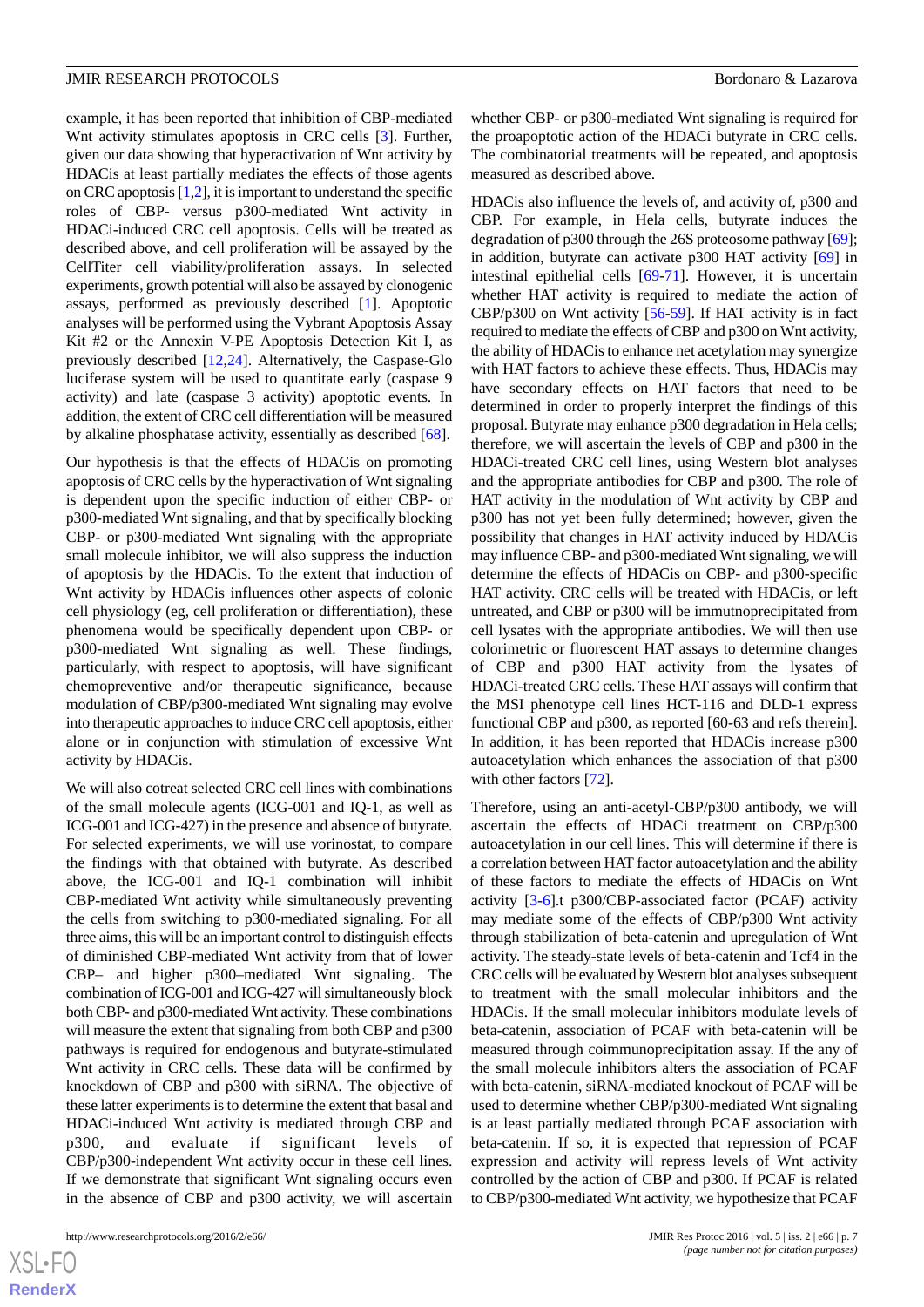example, it has been reported that inhibition of CBP-mediated Wnt activity stimulates apoptosis in CRC cells [3]. Further, given our data showing that hyperactivation of Wnt activity by HDACis at least partially mediates the effects of those agents on CRC apoptosis [1,2], it is important to understand the specific roles of CBP- versus p300-mediated Wnt activity in HDACi-induced CRC cell apoptosis. Cells will be treated as described above, and cell proliferation will be assayed by the CellTiter cell viability/proliferation assays. In selected experiments, growth potential will also be assayed by clonogenic assays, performed as previously described [1]. Apoptotic analyses will be performed using the Vybrant Apoptosis Assay Kit #2 or the Annexin V-PE Apoptosis Detection Kit I, as previously described [12,24]. Alternatively, the Caspase-Glo luciferase system will be used to quantitate early (caspase 9 activity) and late (caspase 3 activity) apoptotic events. In addition, the extent of CRC cell differentiation will be measured by alkaline phosphatase activity, essentially as described [68].

Our hypothesis is that the effects of HDACis on promoting apoptosis of CRC cells by the hyperactivation of Wnt signaling is dependent upon the specific induction of either CBP- or p300-mediated Wnt signaling, and that by specifically blocking CBP- or p300-mediated Wnt signaling with the appropriate small molecule inhibitor, we will also suppress the induction of apoptosis by the HDACis. To the extent that induction of Wnt activity by HDACis influences other aspects of colonic cell physiology (eg, cell proliferation or differentiation), these phenomena would be specifically dependent upon CBP- or p300-mediated Wnt signaling as well. These findings, particularly, with respect to apoptosis, will have significant chemopreventive and/or therapeutic significance, because modulation of CBP/p300-mediated Wnt signaling may evolve into therapeutic approaches to induce CRC cell apoptosis, either alone or in conjunction with stimulation of excessive Wnt activity by HDACis.

We will also cotreat selected CRC cell lines with combinations of the small molecule agents (ICG-001 and IQ-1, as well as ICG-001 and ICG-427) in the presence and absence of butyrate. For selected experiments, we will use vorinostat, to compare the findings with that obtained with butyrate. As described above, the ICG-001 and IQ-1 combination will inhibit CBP-mediated Wnt activity while simultaneously preventing the cells from switching to p300-mediated signaling. For all three aims, this will be an important control to distinguish effects of diminished CBP-mediated Wnt activity from that of lower CBP– and higher p300–mediated Wnt signaling. The combination of ICG-001 and ICG-427 will simultaneously block both CBP- and p300-mediated Wnt activity. These combinations will measure the extent that signaling from both CBP and p300 pathways is required for endogenous and butyrate-stimulated Wnt activity in CRC cells. These data will be confirmed by knockdown of CBP and p300 with siRNA. The objective of these latter experiments is to determine the extent that basal and HDACi-induced Wnt activity is mediated through CBP and p300, and evaluate if significant levels of CBP/p300-independent Wnt activity occur in these cell lines. If we demonstrate that significant Wnt signaling occurs even in the absence of CBP and p300 activity, we will ascertain whether CBP- or p300-mediated Wnt signaling is required for the proapoptotic action of the HDACi butyrate in CRC cells. The combinatorial treatments will be repeated, and apoptosis measured as described above.

HDACis also influence the levels of, and activity of, p300 and CBP. For example, in Hela cells, butyrate induces the degradation of p300 through the 26S proteosome pathway [69]; in addition, butyrate can activate p300 HAT activity [69] in intestinal epithelial cells [69-71]. However, it is uncertain whether HAT activity is required to mediate the action of CBP/p300 on Wnt activity [56-59]. If HAT activity is in fact required to mediate the effects of CBP and p300 on Wnt activity, the ability of HDACis to enhance net acetylation may synergize with HAT factors to achieve these effects. Thus, HDACis may have secondary effects on HAT factors that need to be determined in order to properly interpret the findings of this proposal. Butyrate may enhance p300 degradation in Hela cells; therefore, we will ascertain the levels of CBP and p300 in the HDACi-treated CRC cell lines, using Western blot analyses and the appropriate antibodies for CBP and p300. The role of HAT activity in the modulation of Wnt activity by CBP and p300 has not yet been fully determined; however, given the possibility that changes in HAT activity induced by HDACis may influence CBP- and p300-mediated Wnt signaling, we will determine the effects of HDACis on CBP- and p300-specific HAT activity. CRC cells will be treated with HDACis, or left untreated, and CBP or p300 will be immutnoprecipitated from cell lysates with the appropriate antibodies. We will then use colorimetric or fluorescent HAT assays to determine changes of CBP and p300 HAT activity from the lysates of HDACi-treated CRC cells. These HAT assays will confirm that the MSI phenotype cell lines HCT-116 and DLD-1 express functional CBP and p300, as reported [60-63 and refs therein]. In addition, it has been reported that HDACis increase p300 autoacetylation which enhances the association of that p300 with other factors [72].

Therefore, using an anti-acetyl-CBP/p300 antibody, we will ascertain the effects of HDACi treatment on CBP/p300 autoacetylation in our cell lines. This will determine if there is a correlation between HAT factor autoacetylation and the ability of these factors to mediate the effects of HDACis on Wnt activity [3-6].t p300/CBP-associated factor (PCAF) activity may mediate some of the effects of CBP/p300 Wnt activity through stabilization of beta-catenin and upregulation of Wnt activity. The steady-state levels of beta-catenin and Tcf4 in the CRC cells will be evaluated by Western blot analyses subsequent to treatment with the small molecular inhibitors and the HDACis. If the small molecular inhibitors modulate levels of beta-catenin, association of PCAF with beta-catenin will be measured through coimmunoprecipitation assay. If the any of the small molecule inhibitors alters the association of PCAF with beta-catenin, siRNA-mediated knockout of PCAF will be used to determine whether CBP/p300-mediated Wnt signaling is at least partially mediated through PCAF association with beta-catenin. If so, it is expected that repression of PCAF expression and activity will repress levels of Wnt activity controlled by the action of CBP and p300. If PCAF is related to CBP/p300-mediated Wnt activity, we hypothesize that PCAF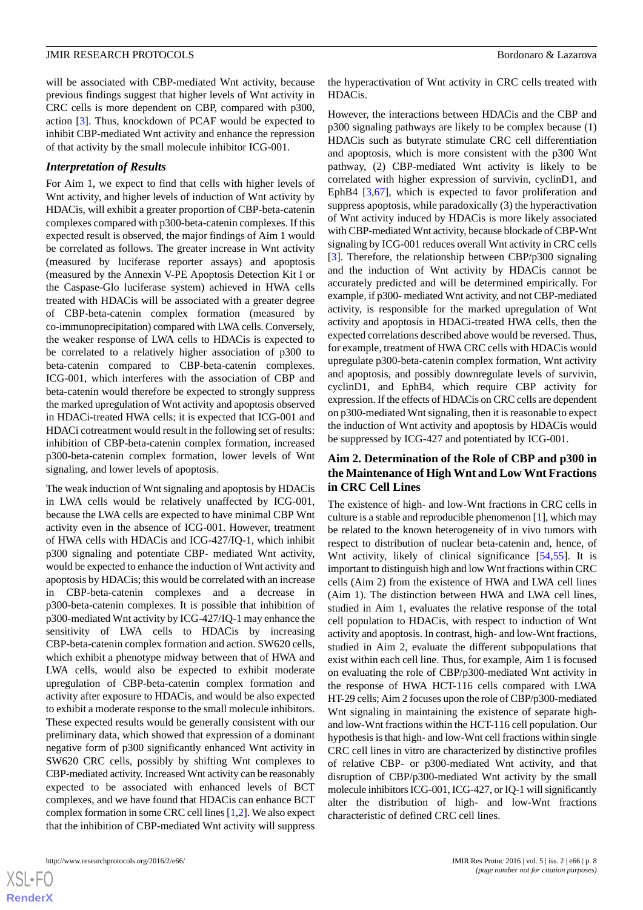will be associated with CBP-mediated Wnt activity, because previous findings suggest that higher levels of Wnt activity in CRC cells is more dependent on CBP, compared with p300, action [3]. Thus, knockdown of PCAF would be expected to inhibit CBP-mediated Wnt activity and enhance the repression of that activity by the small molecule inhibitor ICG-001.

### *Interpretation of Results*

For Aim 1, we expect to find that cells with higher levels of Wnt activity, and higher levels of induction of Wnt activity by HDACis, will exhibit a greater proportion of CBP-beta-catenin complexes compared with p300-beta-catenin complexes. If this expected result is observed, the major findings of Aim 1 would be correlated as follows. The greater increase in Wnt activity (measured by luciferase reporter assays) and apoptosis (measured by the Annexin V-PE Apoptosis Detection Kit I or the Caspase-Glo luciferase system) achieved in HWA cells treated with HDACis will be associated with a greater degree of CBP-beta-catenin complex formation (measured by co-immunoprecipitation) compared with LWA cells. Conversely, the weaker response of LWA cells to HDACis is expected to be correlated to a relatively higher association of p300 to beta-catenin compared to CBP-beta-catenin complexes. ICG-001, which interferes with the association of CBP and beta-catenin would therefore be expected to strongly suppress the marked upregulation of Wnt activity and apoptosis observed in HDACi-treated HWA cells; it is expected that ICG-001 and HDACi cotreatment would result in the following set of results: inhibition of CBP-beta-catenin complex formation, increased p300-beta-catenin complex formation, lower levels of Wnt signaling, and lower levels of apoptosis.

The weak induction of Wnt signaling and apoptosis by HDACis in LWA cells would be relatively unaffected by ICG-001, because the LWA cells are expected to have minimal CBP Wnt activity even in the absence of ICG-001. However, treatment of HWA cells with HDACis and ICG-427/IQ-1, which inhibit p300 signaling and potentiate CBP- mediated Wnt activity, would be expected to enhance the induction of Wnt activity and apoptosis by HDACis; this would be correlated with an increase in CBP-beta-catenin complexes and a decrease in p300-beta-catenin complexes. It is possible that inhibition of p300-mediated Wnt activity by ICG-427/IQ-1 may enhance the sensitivity of LWA cells to HDACis by increasing CBP-beta-catenin complex formation and action. SW620 cells, which exhibit a phenotype midway between that of HWA and LWA cells, would also be expected to exhibit moderate upregulation of CBP-beta-catenin complex formation and activity after exposure to HDACis, and would be also expected to exhibit a moderate response to the small molecule inhibitors. These expected results would be generally consistent with our preliminary data, which showed that expression of a dominant negative form of p300 significantly enhanced Wnt activity in SW620 CRC cells, possibly by shifting Wnt complexes to CBP-mediated activity. Increased Wnt activity can be reasonably expected to be associated with enhanced levels of BCT complexes, and we have found that HDACis can enhance BCT complex formation in some CRC cell lines [1,2]. We also expect that the inhibition of CBP-mediated Wnt activity will suppress the hyperactivation of Wnt activity in CRC cells treated with HDACis.

However, the interactions between HDACis and the CBP and p300 signaling pathways are likely to be complex because (1) HDACis such as butyrate stimulate CRC cell differentiation and apoptosis, which is more consistent with the p300 Wnt pathway, (2) CBP-mediated Wnt activity is likely to be correlated with higher expression of survivin, cyclinD1, and EphB4 [3,67], which is expected to favor proliferation and suppress apoptosis, while paradoxically (3) the hyperactivation of Wnt activity induced by HDACis is more likely associated with CBP-mediated Wnt activity, because blockade of CBP-Wnt signaling by ICG-001 reduces overall Wnt activity in CRC cells [3]. Therefore, the relationship between CBP/p300 signaling and the induction of Wnt activity by HDACis cannot be accurately predicted and will be determined empirically. For example, if p300- mediated Wnt activity, and not CBP-mediated activity, is responsible for the marked upregulation of Wnt activity and apoptosis in HDACi-treated HWA cells, then the expected correlations described above would be reversed. Thus, for example, treatment of HWA CRC cells with HDACis would upregulate p300-beta-catenin complex formation, Wnt activity and apoptosis, and possibly downregulate levels of survivin, cyclinD1, and EphB4, which require CBP activity for expression. If the effects of HDACis on CRC cells are dependent on p300-mediated Wnt signaling, then it is reasonable to expect the induction of Wnt activity and apoptosis by HDACis would be suppressed by ICG-427 and potentiated by ICG-001.

### Aim 2. Determination of the Role of CBP and p300 in the Maintenance of High Wnt and Low Wnt Fractions in CRC Cell Lines

The existence of high- and low-Wnt fractions in CRC cells in culture is a stable and reproducible phenomenon [1], which may be related to the known heterogeneity of in vivo tumors with respect to distribution of nuclear beta-catenin and, hence, of Wnt activity, likely of clinical significance [54,55]. It is important to distinguish high and low Wnt fractions within CRC cells (Aim 2) from the existence of HWA and LWA cell lines (Aim 1). The distinction between HWA and LWA cell lines, studied in Aim 1, evaluates the relative response of the total cell population to HDACis, with respect to induction of Wnt activity and apoptosis. In contrast, high- and low-Wnt fractions, studied in Aim 2, evaluate the different subpopulations that exist within each cell line. Thus, for example, Aim 1 is focused on evaluating the role of CBP/p300-mediated Wnt activity in the response of HWA HCT-116 cells compared with LWA HT-29 cells; Aim 2 focuses upon the role of CBP/p300-mediated Wnt signaling in maintaining the existence of separate high- and low-Wnt fractions within the HCT-116 cell population. Our hypothesis is that high- and low-Wnt cell fractions within single CRC cell lines in vitro are characterized by distinctive profiles of relative CBP- or p300-mediated Wnt activity, and that disruption of CBP/p300-mediated Wnt activity by the small molecule inhibitors ICG-001, ICG-427, or IQ-1 will significantly alter the distribution of high- and low-Wnt fractions characteristic of defined CRC cell lines.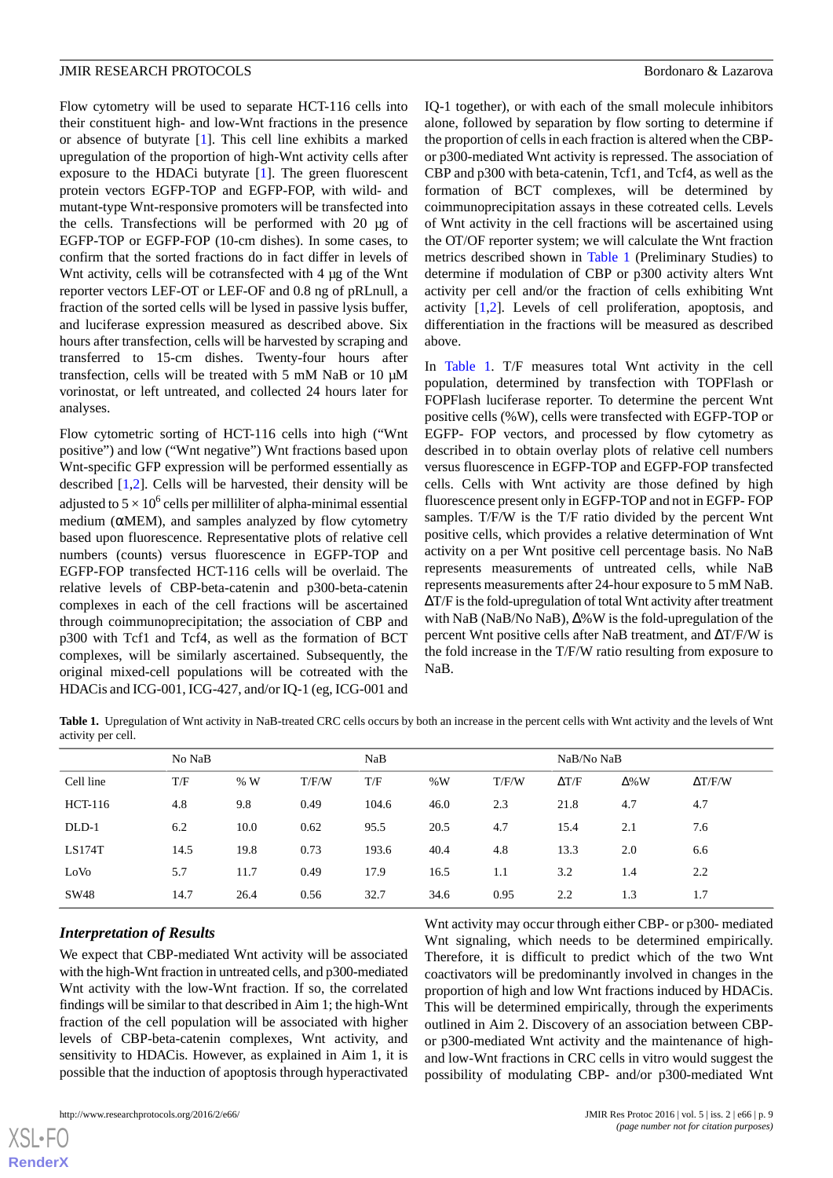Flow cytometry will be used to separate HCT-116 cells into their constituent high- and low-Wnt fractions in the presence or absence of butyrate [1]. This cell line exhibits a marked upregulation of the proportion of high-Wnt activity cells after exposure to the HDACi butyrate [1]. The green fluorescent protein vectors EGFP-TOP and EGFP-FOP, with wild- and mutant-type Wnt-responsive promoters will be transfected into the cells. Transfections will be performed with 20 µg of EGFP-TOP or EGFP-FOP (10-cm dishes). In some cases, to confirm that the sorted fractions do in fact differ in levels of Wnt activity, cells will be cotransfected with 4 µg of the Wnt reporter vectors LEF-OT or LEF-OF and 0.8 ng of pRLnull, a fraction of the sorted cells will be lysed in passive lysis buffer, and luciferase expression measured as described above. Six hours after transfection, cells will be harvested by scraping and transferred to 15-cm dishes. Twenty-four hours after transfection, cells will be treated with 5 mM NaB or 10 µM vorinostat, or left untreated, and collected 24 hours later for analyses.

Flow cytometric sorting of HCT-116 cells into high ("Wnt positive") and low ("Wnt negative") Wnt fractions based upon Wnt-specific GFP expression will be performed essentially as described [1,2]. Cells will be harvested, their density will be adjusted to $5 \times 10^6$ cells per milliliter of alpha-minimal essential medium (αMEM), and samples analyzed by flow cytometry based upon fluorescence. Representative plots of relative cell numbers (counts) versus fluorescence in EGFP-TOP and EGFP-FOP transfected HCT-116 cells will be overlaid. The relative levels of CBP-beta-catenin and p300-beta-catenin complexes in each of the cell fractions will be ascertained through coimmunoprecipitation; the association of CBP and p300 with Tcf1 and Tcf4, as well as the formation of BCT complexes, will be similarly ascertained. Subsequently, the original mixed-cell populations will be cotreated with the HDACis and ICG-001, ICG-427, and/or IQ-1 (eg, ICG-001 and IQ-1 together), or with each of the small molecule inhibitors alone, followed by separation by flow sorting to determine if the proportion of cells in each fraction is altered when the CBP- or p300-mediated Wnt activity is repressed. The association of CBP and p300 with beta-catenin, Tcf1, and Tcf4, as well as the formation of BCT complexes, will be determined by coimmunoprecipitation assays in these cotreated cells. Levels of Wnt activity in the cell fractions will be ascertained using the OT/OF reporter system; we will calculate the Wnt fraction metrics described shown in Table 1 (Preliminary Studies) to determine if modulation of CBP or p300 activity alters Wnt activity per cell and/or the fraction of cells exhibiting Wnt activity [1,2]. Levels of cell proliferation, apoptosis, and differentiation in the fractions will be measured as described above.

In Table 1. T/F measures total Wnt activity in the cell population, determined by transfection with TOPFlash or FOPFlash luciferase reporter. To determine the percent Wnt positive cells (%W), cells were transfected with EGFP-TOP or EGFP- FOP vectors, and processed by flow cytometry as described in to obtain overlay plots of relative cell numbers versus fluorescence in EGFP-TOP and EGFP-FOP transfected cells. Cells with Wnt activity are those defined by high fluorescence present only in EGFP-TOP and not in EGFP- FOP samples. T/F/W is the T/F ratio divided by the percent Wnt positive cells, which provides a relative determination of Wnt activity on a per Wnt positive cell percentage basis. No NaB represents measurements of untreated cells, while NaB represents measurements after 24-hour exposure to 5 mM NaB. ΔT/F is the fold-upregulation of total Wnt activity after treatment with NaB (NaB/No NaB), Δ%W is the fold-upregulation of the percent Wnt positive cells after NaB treatment, and ΔT/F/W is the fold increase in the T/F/W ratio resulting from exposure to NaB.

**Table 1.** Upregulation of Wnt activity in NaB-treated CRC cells occurs by both an increase in the percent cells with Wnt activity and the levels of Wnt activity per cell.

| | No NaB | | | NaB | | | NaB/No NaB | | |
|---|---|---|---|---|---|---|---|---|---|
| Cell line | T/F | % W | T/F/W | T/F | %W | T/F/W | ΔT/F | Δ%W | ΔT/F/W |
| HCT-116 | 4.8 | 9.8 | 0.49 | 104.6 | 46.0 | 2.3 | 21.8 | 4.7 | 4.7 |
| DLD-1 | 6.2 | 10.0 | 0.62 | 95.5 | 20.5 | 4.7 | 15.4 | 2.1 | 7.6 |
| LS174T | 14.5 | 19.8 | 0.73 | 193.6 | 40.4 | 4.8 | 13.3 | 2.0 | 6.6 |
| LoVo | 5.7 | 11.7 | 0.49 | 17.9 | 16.5 | 1.1 | 3.2 | 1.4 | 2.2 |
| SW48 | 14.7 | 26.4 | 0.56 | 32.7 | 34.6 | 0.95 | 2.2 | 1.3 | 1.7 |

### *Interpretation of Results*

We expect that CBP-mediated Wnt activity will be associated with the high-Wnt fraction in untreated cells, and p300-mediated Wnt activity with the low-Wnt fraction. If so, the correlated findings will be similar to that described in Aim 1; the high-Wnt fraction of the cell population will be associated with higher levels of CBP-beta-catenin complexes, Wnt activity, and sensitivity to HDACis. However, as explained in Aim 1, it is possible that the induction of apoptosis through hyperactivated Wnt activity may occur through either CBP- or p300- mediated Wnt signaling, which needs to be determined empirically. Therefore, it is difficult to predict which of the two Wnt coactivators will be predominantly involved in changes in the proportion of high and low Wnt fractions induced by HDACis. This will be determined empirically, through the experiments outlined in Aim 2. Discovery of an association between CBP- or p300-mediated Wnt activity and the maintenance of high- and low-Wnt fractions in CRC cells in vitro would suggest the possibility of modulating CBP- and/or p300-mediated Wnt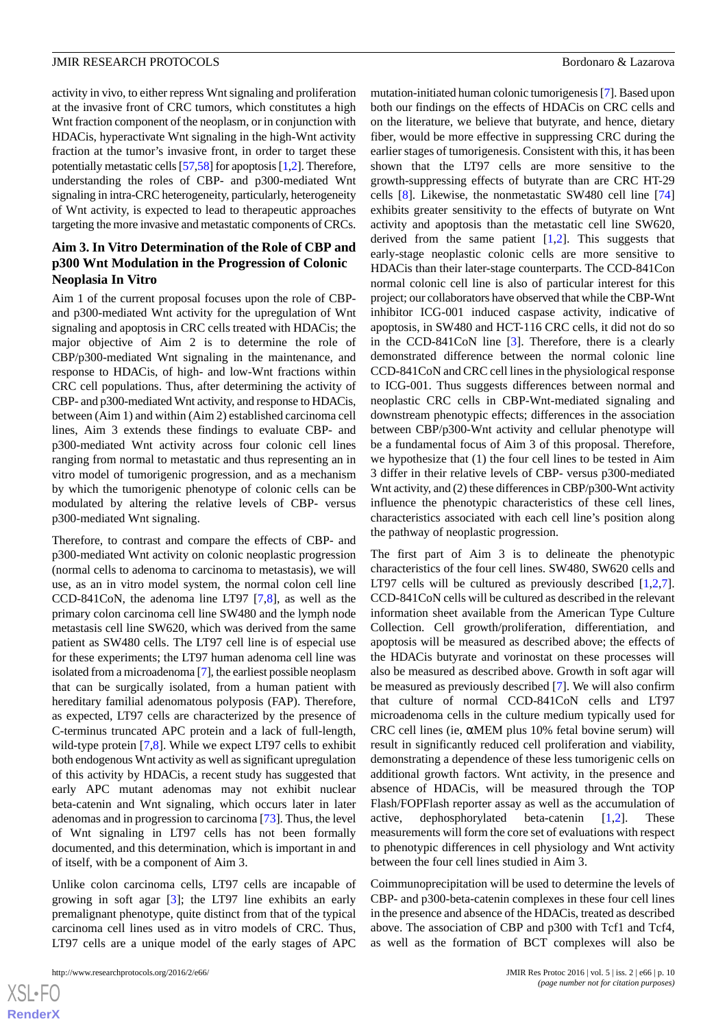activity in vivo, to either repress Wnt signaling and proliferation at the invasive front of CRC tumors, which constitutes a high Wnt fraction component of the neoplasm, or in conjunction with HDACis, hyperactivate Wnt signaling in the high-Wnt activity fraction at the tumor's invasive front, in order to target these potentially metastatic cells [57,58] for apoptosis [1,2]. Therefore, understanding the roles of CBP- and p300-mediated Wnt signaling in intra-CRC heterogeneity, particularly, heterogeneity of Wnt activity, is expected to lead to therapeutic approaches targeting the more invasive and metastatic components of CRCs.

### Aim 3. In Vitro Determination of the Role of CBP and p300 Wnt Modulation in the Progression of Colonic Neoplasia In Vitro

Aim 1 of the current proposal focuses upon the role of CBP- and p300-mediated Wnt activity for the upregulation of Wnt signaling and apoptosis in CRC cells treated with HDACis; the major objective of Aim 2 is to determine the role of CBP/p300-mediated Wnt signaling in the maintenance, and response to HDACis, of high- and low-Wnt fractions within CRC cell populations. Thus, after determining the activity of CBP- and p300-mediated Wnt activity, and response to HDACis, between (Aim 1) and within (Aim 2) established carcinoma cell lines, Aim 3 extends these findings to evaluate CBP- and p300-mediated Wnt activity across four colonic cell lines ranging from normal to metastatic and thus representing an in vitro model of tumorigenic progression, and as a mechanism by which the tumorigenic phenotype of colonic cells can be modulated by altering the relative levels of CBP- versus p300-mediated Wnt signaling.

Therefore, to contrast and compare the effects of CBP- and p300-mediated Wnt activity on colonic neoplastic progression (normal cells to adenoma to carcinoma to metastasis), we will use, as an in vitro model system, the normal colon cell line CCD-841CoN, the adenoma line LT97 [7,8], as well as the primary colon carcinoma cell line SW480 and the lymph node metastasis cell line SW620, which was derived from the same patient as SW480 cells. The LT97 cell line is of especial use for these experiments; the LT97 human adenoma cell line was isolated from a microadenoma [7], the earliest possible neoplasm that can be surgically isolated, from a human patient with hereditary familial adenomatous polyposis (FAP). Therefore, as expected, LT97 cells are characterized by the presence of C-terminus truncated APC protein and a lack of full-length, wild-type protein [7,8]. While we expect LT97 cells to exhibit both endogenous Wnt activity as well as significant upregulation of this activity by HDACis, a recent study has suggested that early APC mutant adenomas may not exhibit nuclear beta-catenin and Wnt signaling, which occurs later in later adenomas and in progression to carcinoma [73]. Thus, the level of Wnt signaling in LT97 cells has not been formally documented, and this determination, which is important in and of itself, with be a component of Aim 3.

Unlike colon carcinoma cells, LT97 cells are incapable of growing in soft agar [3]; the LT97 line exhibits an early premalignant phenotype, quite distinct from that of the typical carcinoma cell lines used as in vitro models of CRC. Thus, LT97 cells are a unique model of the early stages of APC mutation-initiated human colonic tumorigenesis [7]. Based upon both our findings on the effects of HDACis on CRC cells and on the literature, we believe that butyrate, and hence, dietary fiber, would be more effective in suppressing CRC during the earlier stages of tumorigenesis. Consistent with this, it has been shown that the LT97 cells are more sensitive to the growth-suppressing effects of butyrate than are CRC HT-29 cells [8]. Likewise, the nonmetastatic SW480 cell line [74] exhibits greater sensitivity to the effects of butyrate on Wnt activity and apoptosis than the metastatic cell line SW620, derived from the same patient [1,2]. This suggests that early-stage neoplastic colonic cells are more sensitive to HDACis than their later-stage counterparts. The CCD-841Con normal colonic cell line is also of particular interest for this project; our collaborators have observed that while the CBP-Wnt inhibitor ICG-001 induced caspase activity, indicative of apoptosis, in SW480 and HCT-116 CRC cells, it did not do so in the CCD-841CoN line [3]. Therefore, there is a clearly demonstrated difference between the normal colonic line CCD-841CoN and CRC cell lines in the physiological response to ICG-001. Thus suggests differences between normal and neoplastic CRC cells in CBP-Wnt-mediated signaling and downstream phenotypic effects; differences in the association between CBP/p300-Wnt activity and cellular phenotype will be a fundamental focus of Aim 3 of this proposal. Therefore, we hypothesize that (1) the four cell lines to be tested in Aim 3 differ in their relative levels of CBP- versus p300-mediated Wnt activity, and (2) these differences in CBP/p300-Wnt activity influence the phenotypic characteristics of these cell lines, characteristics associated with each cell line's position along the pathway of neoplastic progression.

The first part of Aim 3 is to delineate the phenotypic characteristics of the four cell lines. SW480, SW620 cells and LT97 cells will be cultured as previously described [1,2,7]. CCD-841CoN cells will be cultured as described in the relevant information sheet available from the American Type Culture Collection. Cell growth/proliferation, differentiation, and apoptosis will be measured as described above; the effects of the HDACis butyrate and vorinostat on these processes will also be measured as described above. Growth in soft agar will be measured as previously described [7]. We will also confirm that culture of normal CCD-841CoN cells and LT97 microadenoma cells in the culture medium typically used for CRC cell lines (ie, αMEM plus 10% fetal bovine serum) will result in significantly reduced cell proliferation and viability, demonstrating a dependence of these less tumorigenic cells on additional growth factors. Wnt activity, in the presence and absence of HDACis, will be measured through the TOP Flash/FOPFlash reporter assay as well as the accumulation of active, dephosphorylated beta-catenin [1,2]. These measurements will form the core set of evaluations with respect to phenotypic differences in cell physiology and Wnt activity between the four cell lines studied in Aim 3.

Coimmunoprecipitation will be used to determine the levels of CBP- and p300-beta-catenin complexes in these four cell lines in the presence and absence of the HDACis, treated as described above. The association of CBP and p300 with Tcf1 and Tcf4, as well as the formation of BCT complexes will also be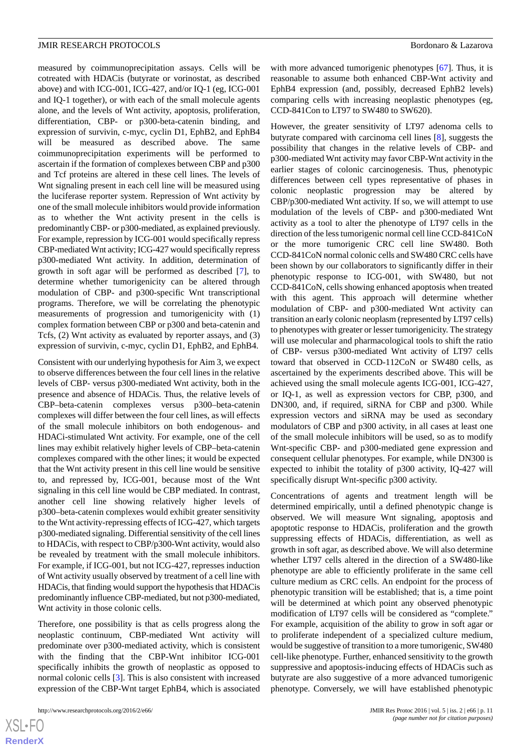measured by coimmunoprecipitation assays. Cells will be cotreated with HDACis (butyrate or vorinostat, as described above) and with ICG-001, ICG-427, and/or IQ-1 (eg, ICG-001 and IQ-1 together), or with each of the small molecule agents alone, and the levels of Wnt activity, apoptosis, proliferation, differentiation, CBP- or p300-beta-catenin binding, and expression of survivin, c-myc, cyclin D1, EphB2, and EphB4 will be measured as described above. The same coimmunoprecipitation experiments will be performed to ascertain if the formation of complexes between CBP and p300 and Tcf proteins are altered in these cell lines. The levels of Wnt signaling present in each cell line will be measured using the luciferase reporter system. Repression of Wnt activity by one of the small molecule inhibitors would provide information as to whether the Wnt activity present in the cells is predominantly CBP- or p300-mediated, as explained previously. For example, repression by ICG-001 would specifically repress CBP-mediated Wnt activity; ICG-427 would specifically repress p300-mediated Wnt activity. In addition, determination of growth in soft agar will be performed as described [7], to determine whether tumorigenicity can be altered through modulation of CBP- and p300-specific Wnt transcriptional programs. Therefore, we will be correlating the phenotypic measurements of progression and tumorigenicity with (1) complex formation between CBP or p300 and beta-catenin and Tcfs, (2) Wnt activity as evaluated by reporter assays, and (3) expression of survivin, c-myc, cyclin D1, EphB2, and EphB4.

Consistent with our underlying hypothesis for Aim 3, we expect to observe differences between the four cell lines in the relative levels of CBP- versus p300-mediated Wnt activity, both in the presence and absence of HDACis. Thus, the relative levels of CBP–beta-catenin complexes versus p300–beta-catenin complexes will differ between the four cell lines, as will effects of the small molecule inhibitors on both endogenous- and HDACi-stimulated Wnt activity. For example, one of the cell lines may exhibit relatively higher levels of CBP–beta-catenin complexes compared with the other lines; it would be expected that the Wnt activity present in this cell line would be sensitive to, and repressed by, ICG-001, because most of the Wnt signaling in this cell line would be CBP mediated. In contrast, another cell line showing relatively higher levels of p300–beta-catenin complexes would exhibit greater sensitivity to the Wnt activity-repressing effects of ICG-427, which targets p300-mediated signaling. Differential sensitivity of the cell lines to HDACis, with respect to CBP/p300-Wnt activity, would also be revealed by treatment with the small molecule inhibitors. For example, if ICG-001, but not ICG-427, represses induction of Wnt activity usually observed by treatment of a cell line with HDACis, that finding would support the hypothesis that HDACis predominantly influence CBP-mediated, but not p300-mediated, Wnt activity in those colonic cells.

Therefore, one possibility is that as cells progress along the neoplastic continuum, CBP-mediated Wnt activity will predominate over p300-mediated activity, which is consistent with the finding that the CBP-Wnt inhibitor ICG-001 specifically inhibits the growth of neoplastic as opposed to normal colonic cells [3]. This is also consistent with increased expression of the CBP-Wnt target EphB4, which is associated with more advanced tumorigenic phenotypes [67]. Thus, it is reasonable to assume both enhanced CBP-Wnt activity and EphB4 expression (and, possibly, decreased EphB2 levels) comparing cells with increasing neoplastic phenotypes (eg, CCD-841Con to LT97 to SW480 to SW620).

However, the greater sensitivity of LT97 adenoma cells to butyrate compared with carcinoma cell lines [8], suggests the possibility that changes in the relative levels of CBP- and p300-mediated Wnt activity may favor CBP-Wnt activity in the earlier stages of colonic carcinogenesis. Thus, phenotypic differences between cell types representative of phases in colonic neoplastic progression may be altered by CBP/p300-mediated Wnt activity. If so, we will attempt to use modulation of the levels of CBP- and p300-mediated Wnt activity as a tool to alter the phenotype of LT97 cells in the direction of the less tumorigenic normal cell line CCD-841CoN or the more tumorigenic CRC cell line SW480. Both CCD-841CoN normal colonic cells and SW480 CRC cells have been shown by our collaborators to significantly differ in their phenotypic response to ICG-001, with SW480, but not CCD-841CoN, cells showing enhanced apoptosis when treated with this agent. This approach will determine whether modulation of CBP- and p300-mediated Wnt activity can transition an early colonic neoplasm (represented by LT97 cells) to phenotypes with greater or lesser tumorigenicity. The strategy will use molecular and pharmacological tools to shift the ratio of CBP- versus p300-mediated Wnt activity of LT97 cells toward that observed in CCD-112CoN or SW480 cells, as ascertained by the experiments described above. This will be achieved using the small molecule agents ICG-001, ICG-427, or IQ-1, as well as expression vectors for CBP, p300, and DN300, and, if required, siRNA for CBP and p300. While expression vectors and siRNA may be used as secondary modulators of CBP and p300 activity, in all cases at least one of the small molecule inhibitors will be used, so as to modify Wnt-specific CBP- and p300-mediated gene expression and consequent cellular phenotypes. For example, while DN300 is expected to inhibit the totality of p300 activity, IQ-427 will specifically disrupt Wnt-specific p300 activity.

Concentrations of agents and treatment length will be determined empirically, until a defined phenotypic change is observed. We will measure Wnt signaling, apoptosis and apoptotic response to HDACis, proliferation and the growth suppressing effects of HDACis, differentiation, as well as growth in soft agar, as described above. We will also determine whether LT97 cells altered in the direction of a SW480-like phenotype are able to efficiently proliferate in the same cell culture medium as CRC cells. An endpoint for the process of phenotypic transition will be established; that is, a time point will be determined at which point any observed phenotypic modification of LT97 cells will be considered as "complete." For example, acquisition of the ability to grow in soft agar or to proliferate independent of a specialized culture medium, would be suggestive of transition to a more tumorigenic, SW480 cell-like phenotype. Further, enhanced sensitivity to the growth suppressive and apoptosis-inducing effects of HDACis such as butyrate are also suggestive of a more advanced tumorigenic phenotype. Conversely, we will have established phenotypic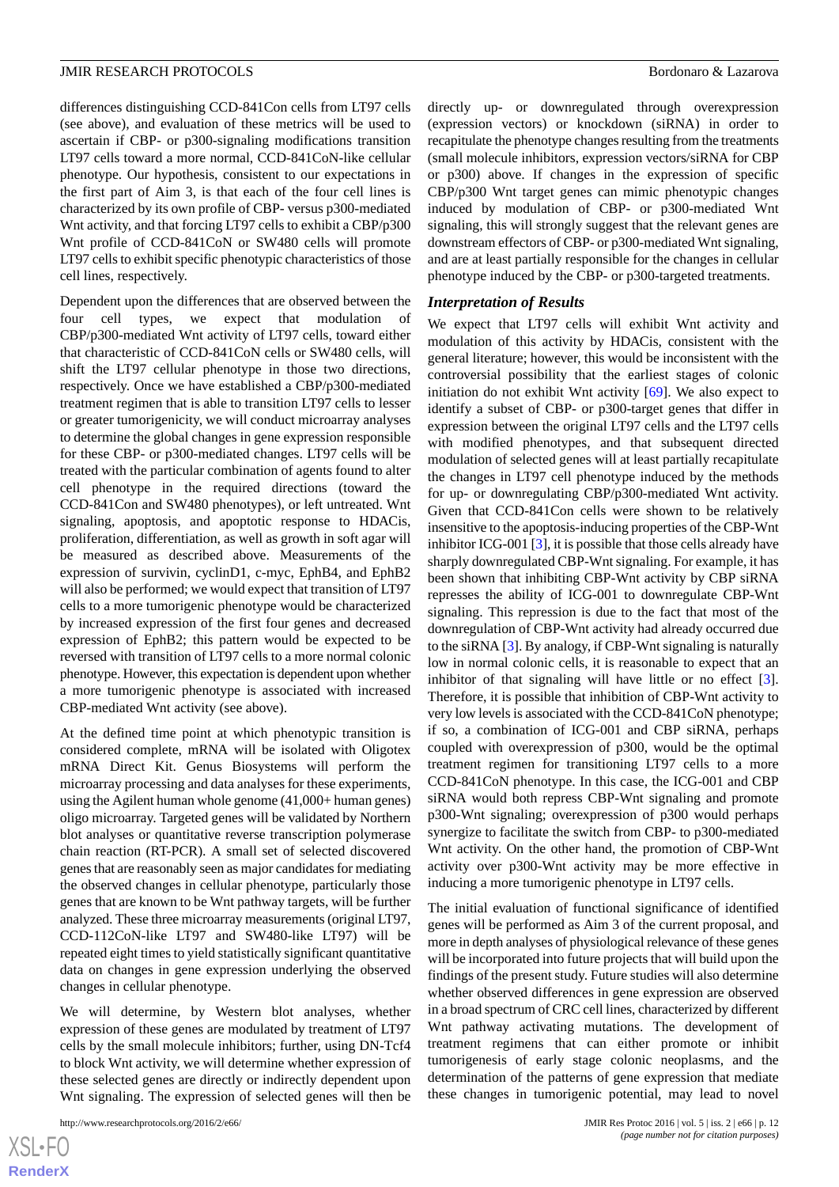differences distinguishing CCD-841Con cells from LT97 cells (see above), and evaluation of these metrics will be used to ascertain if CBP- or p300-signaling modifications transition LT97 cells toward a more normal, CCD-841CoN-like cellular phenotype. Our hypothesis, consistent to our expectations in the first part of Aim 3, is that each of the four cell lines is characterized by its own profile of CBP- versus p300-mediated Wnt activity, and that forcing LT97 cells to exhibit a CBP/p300 Wnt profile of CCD-841CoN or SW480 cells will promote LT97 cells to exhibit specific phenotypic characteristics of those cell lines, respectively.

Dependent upon the differences that are observed between the four cell types, we expect that modulation of CBP/p300-mediated Wnt activity of LT97 cells, toward either that characteristic of CCD-841CoN cells or SW480 cells, will shift the LT97 cellular phenotype in those two directions, respectively. Once we have established a CBP/p300-mediated treatment regimen that is able to transition LT97 cells to lesser or greater tumorigenicity, we will conduct microarray analyses to determine the global changes in gene expression responsible for these CBP- or p300-mediated changes. LT97 cells will be treated with the particular combination of agents found to alter cell phenotype in the required directions (toward the CCD-841Con and SW480 phenotypes), or left untreated. Wnt signaling, apoptosis, and apoptotic response to HDACis, proliferation, differentiation, as well as growth in soft agar will be measured as described above. Measurements of the expression of survivin, cyclinD1, c-myc, EphB4, and EphB2 will also be performed; we would expect that transition of LT97 cells to a more tumorigenic phenotype would be characterized by increased expression of the first four genes and decreased expression of EphB2; this pattern would be expected to be reversed with transition of LT97 cells to a more normal colonic phenotype. However, this expectation is dependent upon whether a more tumorigenic phenotype is associated with increased CBP-mediated Wnt activity (see above).

At the defined time point at which phenotypic transition is considered complete, mRNA will be isolated with Oligotex mRNA Direct Kit. Genus Biosystems will perform the microarray processing and data analyses for these experiments, using the Agilent human whole genome (41,000+ human genes) oligo microarray. Targeted genes will be validated by Northern blot analyses or quantitative reverse transcription polymerase chain reaction (RT-PCR). A small set of selected discovered genes that are reasonably seen as major candidates for mediating the observed changes in cellular phenotype, particularly those genes that are known to be Wnt pathway targets, will be further analyzed. These three microarray measurements (original LT97, CCD-112CoN-like LT97 and SW480-like LT97) will be repeated eight times to yield statistically significant quantitative data on changes in gene expression underlying the observed changes in cellular phenotype.

We will determine, by Western blot analyses, whether expression of these genes are modulated by treatment of LT97 cells by the small molecule inhibitors; further, using DN-Tcf4 to block Wnt activity, we will determine whether expression of these selected genes are directly or indirectly dependent upon Wnt signaling. The expression of selected genes will then be directly up- or downregulated through overexpression (expression vectors) or knockdown (siRNA) in order to recapitulate the phenotype changes resulting from the treatments (small molecule inhibitors, expression vectors/siRNA for CBP or p300) above. If changes in the expression of specific CBP/p300 Wnt target genes can mimic phenotypic changes induced by modulation of CBP- or p300-mediated Wnt signaling, this will strongly suggest that the relevant genes are downstream effectors of CBP- or p300-mediated Wnt signaling, and are at least partially responsible for the changes in cellular phenotype induced by the CBP- or p300-targeted treatments.

### *Interpretation of Results*

We expect that LT97 cells will exhibit Wnt activity and modulation of this activity by HDACis, consistent with the general literature; however, this would be inconsistent with the controversial possibility that the earliest stages of colonic initiation do not exhibit Wnt activity [69]. We also expect to identify a subset of CBP- or p300-target genes that differ in expression between the original LT97 cells and the LT97 cells with modified phenotypes, and that subsequent directed modulation of selected genes will at least partially recapitulate the changes in LT97 cell phenotype induced by the methods for up- or downregulating CBP/p300-mediated Wnt activity. Given that CCD-841Con cells were shown to be relatively insensitive to the apoptosis-inducing properties of the CBP-Wnt inhibitor ICG-001 [3], it is possible that those cells already have sharply downregulated CBP-Wnt signaling. For example, it has been shown that inhibiting CBP-Wnt activity by CBP siRNA represses the ability of ICG-001 to downregulate CBP-Wnt signaling. This repression is due to the fact that most of the downregulation of CBP-Wnt activity had already occurred due to the siRNA [3]. By analogy, if CBP-Wnt signaling is naturally low in normal colonic cells, it is reasonable to expect that an inhibitor of that signaling will have little or no effect [3]. Therefore, it is possible that inhibition of CBP-Wnt activity to very low levels is associated with the CCD-841CoN phenotype; if so, a combination of ICG-001 and CBP siRNA, perhaps coupled with overexpression of p300, would be the optimal treatment regimen for transitioning LT97 cells to a more CCD-841CoN phenotype. In this case, the ICG-001 and CBP siRNA would both repress CBP-Wnt signaling and promote p300-Wnt signaling; overexpression of p300 would perhaps synergize to facilitate the switch from CBP- to p300-mediated Wnt activity. On the other hand, the promotion of CBP-Wnt activity over p300-Wnt activity may be more effective in inducing a more tumorigenic phenotype in LT97 cells.

The initial evaluation of functional significance of identified genes will be performed as Aim 3 of the current proposal, and more in depth analyses of physiological relevance of these genes will be incorporated into future projects that will build upon the findings of the present study. Future studies will also determine whether observed differences in gene expression are observed in a broad spectrum of CRC cell lines, characterized by different Wnt pathway activating mutations. The development of treatment regimens that can either promote or inhibit tumorigenesis of early stage colonic neoplasms, and the determination of the patterns of gene expression that mediate these changes in tumorigenic potential, may lead to novel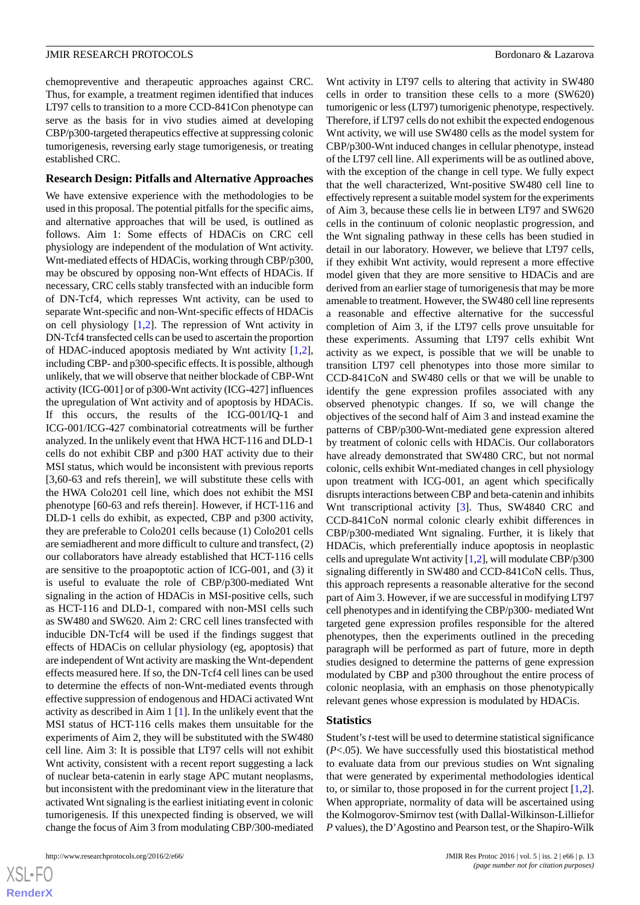chemopreventive and therapeutic approaches against CRC. Thus, for example, a treatment regimen identified that induces LT97 cells to transition to a more CCD-841Con phenotype can serve as the basis for in vivo studies aimed at developing CBP/p300-targeted therapeutics effective at suppressing colonic tumorigenesis, reversing early stage tumorigenesis, or treating established CRC.

### Research Design: Pitfalls and Alternative Approaches

We have extensive experience with the methodologies to be used in this proposal. The potential pitfalls for the specific aims, and alternative approaches that will be used, is outlined as follows. Aim 1: Some effects of HDACis on CRC cell physiology are independent of the modulation of Wnt activity. Wnt-mediated effects of HDACis, working through CBP/p300, may be obscured by opposing non-Wnt effects of HDACis. If necessary, CRC cells stably transfected with an inducible form of DN-Tcf4, which represses Wnt activity, can be used to separate Wnt-specific and non-Wnt-specific effects of HDACis on cell physiology [1,2]. The repression of Wnt activity in DN-Tcf4 transfected cells can be used to ascertain the proportion of HDAC-induced apoptosis mediated by Wnt activity [1,2], including CBP- and p300-specific effects. It is possible, although unlikely, that we will observe that neither blockade of CBP-Wnt activity (ICG-001] or of p300-Wnt activity (ICG-427] influences the upregulation of Wnt activity and of apoptosis by HDACis. If this occurs, the results of the ICG-001/IQ-1 and ICG-001/ICG-427 combinatorial cotreatments will be further analyzed. In the unlikely event that HWA HCT-116 and DLD-1 cells do not exhibit CBP and p300 HAT activity due to their MSI status, which would be inconsistent with previous reports [3,60-63 and refs therein], we will substitute these cells with the HWA Colo201 cell line, which does not exhibit the MSI phenotype [60-63 and refs therein]. However, if HCT-116 and DLD-1 cells do exhibit, as expected, CBP and p300 activity, they are preferable to Colo201 cells because (1) Colo201 cells are semiadherent and more difficult to culture and transfect, (2) our collaborators have already established that HCT-116 cells are sensitive to the proapoptotic action of ICG-001, and (3) it is useful to evaluate the role of CBP/p300-mediated Wnt signaling in the action of HDACis in MSI-positive cells, such as HCT-116 and DLD-1, compared with non-MSI cells such as SW480 and SW620. Aim 2: CRC cell lines transfected with inducible DN-Tcf4 will be used if the findings suggest that effects of HDACis on cellular physiology (eg, apoptosis) that are independent of Wnt activity are masking the Wnt-dependent effects measured here. If so, the DN-Tcf4 cell lines can be used to determine the effects of non-Wnt-mediated events through effective suppression of endogenous and HDACi activated Wnt activity as described in Aim 1 [1]. In the unlikely event that the MSI status of HCT-116 cells makes them unsuitable for the experiments of Aim 2, they will be substituted with the SW480 cell line. Aim 3: It is possible that LT97 cells will not exhibit Wnt activity, consistent with a recent report suggesting a lack of nuclear beta-catenin in early stage APC mutant neoplasms, but inconsistent with the predominant view in the literature that activated Wnt signaling is the earliest initiating event in colonic tumorigenesis. If this unexpected finding is observed, we will change the focus of Aim 3 from modulating CBP/300-mediated Wnt activity in LT97 cells to altering that activity in SW480 cells in order to transition these cells to a more (SW620) tumorigenic or less (LT97) tumorigenic phenotype, respectively. Therefore, if LT97 cells do not exhibit the expected endogenous Wnt activity, we will use SW480 cells as the model system for CBP/p300-Wnt induced changes in cellular phenotype, instead of the LT97 cell line. All experiments will be as outlined above, with the exception of the change in cell type. We fully expect that the well characterized, Wnt-positive SW480 cell line to effectively represent a suitable model system for the experiments of Aim 3, because these cells lie in between LT97 and SW620 cells in the continuum of colonic neoplastic progression, and the Wnt signaling pathway in these cells has been studied in detail in our laboratory. However, we believe that LT97 cells, if they exhibit Wnt activity, would represent a more effective model given that they are more sensitive to HDACis and are derived from an earlier stage of tumorigenesis that may be more amenable to treatment. However, the SW480 cell line represents a reasonable and effective alternative for the successful completion of Aim 3, if the LT97 cells prove unsuitable for these experiments. Assuming that LT97 cells exhibit Wnt activity as we expect, is possible that we will be unable to transition LT97 cell phenotypes into those more similar to CCD-841CoN and SW480 cells or that we will be unable to identify the gene expression profiles associated with any observed phenotypic changes. If so, we will change the objectives of the second half of Aim 3 and instead examine the patterns of CBP/p300-Wnt-mediated gene expression altered by treatment of colonic cells with HDACis. Our collaborators have already demonstrated that SW480 CRC, but not normal colonic, cells exhibit Wnt-mediated changes in cell physiology upon treatment with ICG-001, an agent which specifically disrupts interactions between CBP and beta-catenin and inhibits Wnt transcriptional activity [3]. Thus, SW4840 CRC and CCD-841CoN normal colonic clearly exhibit differences in CBP/p300-mediated Wnt signaling. Further, it is likely that HDACis, which preferentially induce apoptosis in neoplastic cells and upregulate Wnt activity [1,2], will modulate CBP/p300 signaling differently in SW480 and CCD-841CoN cells. Thus, this approach represents a reasonable alterative for the second part of Aim 3. However, if we are successful in modifying LT97 cell phenotypes and in identifying the CBP/p300- mediated Wnt targeted gene expression profiles responsible for the altered phenotypes, then the experiments outlined in the preceding paragraph will be performed as part of future, more in depth studies designed to determine the patterns of gene expression modulated by CBP and p300 throughout the entire process of colonic neoplasia, with an emphasis on those phenotypically relevant genes whose expression is modulated by HDACis.

### Statistics

Student's *t*-test will be used to determine statistical significance ($P<.05$). We have successfully used this biostatistical method to evaluate data from our previous studies on Wnt signaling that were generated by experimental methodologies identical to, or similar to, those proposed in for the current project [1,2]. When appropriate, normality of data will be ascertained using the Kolmogorov-Smirnov test (with Dallal-Wilkinson-Lilliefor *P* values), the D'Agostino and Pearson test, or the Shapiro-Wilk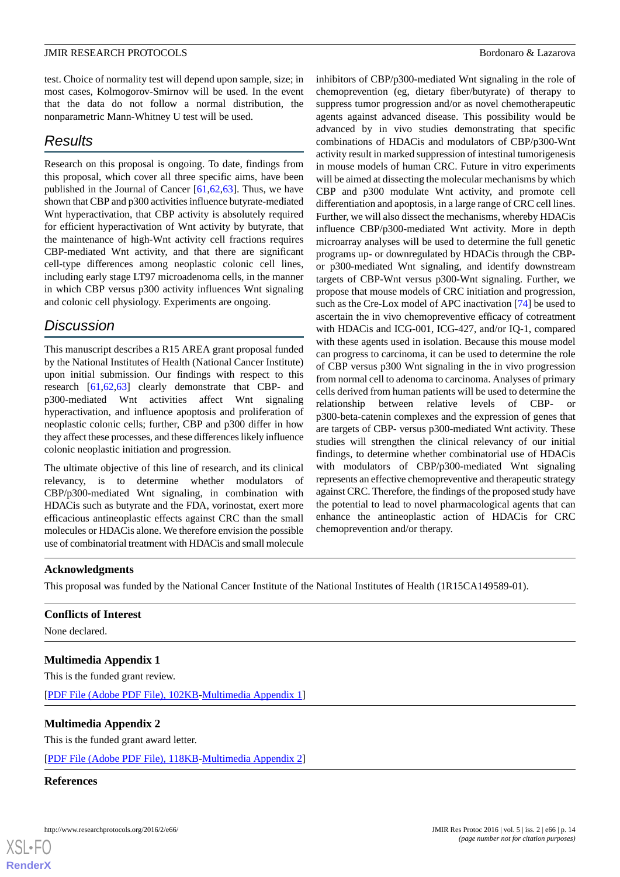test. Choice of normality test will depend upon sample, size; in most cases, Kolmogorov-Smirnov will be used. In the event that the data do not follow a normal distribution, the nonparametric Mann-Whitney U test will be used.

## Results

Research on this proposal is ongoing. To date, findings from this proposal, which cover all three specific aims, have been published in the Journal of Cancer [61,62,63]. Thus, we have shown that CBP and p300 activities influence butyrate-mediated Wnt hyperactivation, that CBP activity is absolutely required for efficient hyperactivation of Wnt activity by butyrate, that the maintenance of high-Wnt activity cell fractions requires CBP-mediated Wnt activity, and that there are significant cell-type differences among neoplastic colonic cell lines, including early stage LT97 microadenoma cells, in the manner in which CBP versus p300 activity influences Wnt signaling and colonic cell physiology. Experiments are ongoing.

## Discussion

This manuscript describes a R15 AREA grant proposal funded by the National Institutes of Health (National Cancer Institute) upon initial submission. Our findings with respect to this research [61,62,63] clearly demonstrate that CBP- and p300-mediated Wnt activities affect Wnt signaling hyperactivation, and influence apoptosis and proliferation of neoplastic colonic cells; further, CBP and p300 differ in how they affect these processes, and these differences likely influence colonic neoplastic initiation and progression.

The ultimate objective of this line of research, and its clinical relevancy, is to determine whether modulators of CBP/p300-mediated Wnt signaling, in combination with HDACis such as butyrate and the FDA, vorinostat, exert more efficacious antineoplastic effects against CRC than the small molecules or HDACis alone. We therefore envision the possible use of combinatorial treatment with HDACis and small molecule inhibitors of CBP/p300-mediated Wnt signaling in the role of chemoprevention (eg, dietary fiber/butyrate) of therapy to suppress tumor progression and/or as novel chemotherapeutic agents against advanced disease. This possibility would be advanced by in vivo studies demonstrating that specific combinations of HDACis and modulators of CBP/p300-Wnt activity result in marked suppression of intestinal tumorigenesis in mouse models of human CRC. Future in vitro experiments will be aimed at dissecting the molecular mechanisms by which CBP and p300 modulate Wnt activity, and promote cell differentiation and apoptosis, in a large range of CRC cell lines. Further, we will also dissect the mechanisms, whereby HDACis influence CBP/p300-mediated Wnt activity. More in depth microarray analyses will be used to determine the full genetic programs up- or downregulated by HDACis through the CBP- or p300-mediated Wnt signaling, and identify downstream targets of CBP-Wnt versus p300-Wnt signaling. Further, we propose that mouse models of CRC initiation and progression, such as the Cre-Lox model of APC inactivation [74] be used to ascertain the in vivo chemopreventive efficacy of cotreatment with HDACis and ICG-001, ICG-427, and/or IQ-1, compared with these agents used in isolation. Because this mouse model can progress to carcinoma, it can be used to determine the role of CBP versus p300 Wnt signaling in the in vivo progression from normal cell to adenoma to carcinoma. Analyses of primary cells derived from human patients will be used to determine the relationship between relative levels of CBP- or p300-beta-catenin complexes and the expression of genes that are targets of CBP- versus p300-mediated Wnt activity. These studies will strengthen the clinical relevancy of our initial findings, to determine whether combinatorial use of HDACis with modulators of CBP/p300-mediated Wnt signaling represents an effective chemopreventive and therapeutic strategy against CRC. Therefore, the findings of the proposed study have the potential to lead to novel pharmacological agents that can enhance the antineoplastic action of HDACis for CRC chemoprevention and/or therapy.

### Acknowledgments

This proposal was funded by the National Cancer Institute of the National Institutes of Health (1R15CA149589-01).

### Conflicts of Interest

None declared.

### Multimedia Appendix 1

This is the funded grant review.

[PDF File (Adobe PDF File), 102KB-Multimedia Appendix 1]

### Multimedia Appendix 2

This is the funded grant award letter.

[PDF File (Adobe PDF File), 118KB-Multimedia Appendix 2]

### References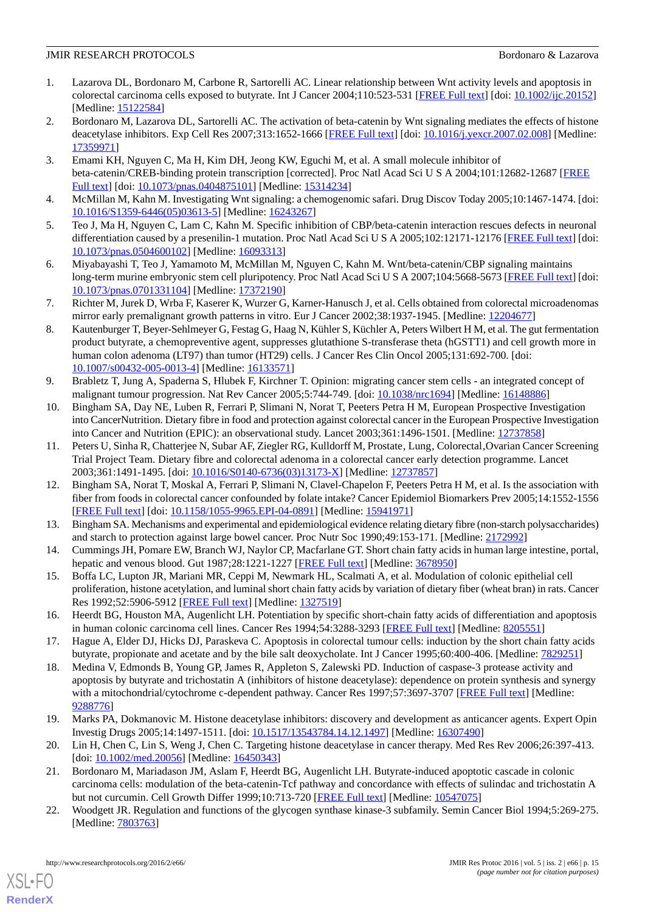1. Lazarova DL, Bordonaro M, Carbone R, Sartorelli AC. Linear relationship between Wnt activity levels and apoptosis in colorectal carcinoma cells exposed to butyrate. Int J Cancer 2004;110:523-531 [FREE Full text] [doi: 10.1002/ijc.20152] [Medline: 15122584]
2. Bordonaro M, Lazarova DL, Sartorelli AC. The activation of beta-catenin by Wnt signaling mediates the effects of histone deacetylase inhibitors. Exp Cell Res 2007;313:1652-1666 [FREE Full text] [doi: 10.1016/j.yexcr.2007.02.008] [Medline: 17359971]
3. Emami KH, Nguyen C, Ma H, Kim DH, Jeong KW, Eguchi M, et al. A small molecule inhibitor of beta-catenin/CREB-binding protein transcription [corrected]. Proc Natl Acad Sci U S A 2004;101:12682-12687 [FREE Full text] [doi: 10.1073/pnas.0404875101] [Medline: 15314234]
4. McMillan M, Kahn M. Investigating Wnt signaling: a chemogenomic safari. Drug Discov Today 2005;10:1467-1474. [doi: 10.1016/S1359-6446(05)03613-5] [Medline: 16243267]
5. Teo J, Ma H, Nguyen C, Lam C, Kahn M. Specific inhibition of CBP/beta-catenin interaction rescues defects in neuronal differentiation caused by a presenilin-1 mutation. Proc Natl Acad Sci U S A 2005;102:12171-12176 [FREE Full text] [doi: 10.1073/pnas.0504600102] [Medline: 16093313]
6. Miyabayashi T, Teo J, Yamamoto M, McMillan M, Nguyen C, Kahn M. Wnt/beta-catenin/CBP signaling maintains long-term murine embryonic stem cell pluripotency. Proc Natl Acad Sci U S A 2007;104:5668-5673 [FREE Full text] [doi: 10.1073/pnas.0701331104] [Medline: 17372190]
7. Richter M, Jurek D, Wrba F, Kaserer K, Wurzer G, Karner-Hanusch J, et al. Cells obtained from colorectal microadenomas mirror early premalignant growth patterns in vitro. Eur J Cancer 2002;38:1937-1945. [Medline: 12204677]
8. Kautenburger T, Beyer-Sehlmeyer G, Festag G, Haag N, Kühler S, Küchler A, Peters Wilbert H M, et al. The gut fermentation product butyrate, a chemopreventive agent, suppresses glutathione S-transferase theta (hGSTT1) and cell growth more in human colon adenoma (LT97) than tumor (HT29) cells. J Cancer Res Clin Oncol 2005;131:692-700. [doi: 10.1007/s00432-005-0013-4] [Medline: 16133571]
9. Brabletz T, Jung A, Spaderna S, Hlubek F, Kirchner T. Opinion: migrating cancer stem cells - an integrated concept of malignant tumour progression. Nat Rev Cancer 2005;5:744-749. [doi: 10.1038/nrc1694] [Medline: 16148886]
10. Bingham SA, Day NE, Luben R, Ferrari P, Slimani N, Norat T, Peeters Petra H M, European Prospective Investigation into CancerNutrition. Dietary fibre in food and protection against colorectal cancer in the European Prospective Investigation into Cancer and Nutrition (EPIC): an observational study. Lancet 2003;361:1496-1501. [Medline: 12737858]
11. Peters U, Sinha R, Chatterjee N, Subar AF, Ziegler RG, Kulldorff M, Prostate, Lung, Colorectal,Ovarian Cancer Screening Trial Project Team. Dietary fibre and colorectal adenoma in a colorectal cancer early detection programme. Lancet 2003;361:1491-1495. [doi: 10.1016/S0140-6736(03)13173-X] [Medline: 12737857]
12. Bingham SA, Norat T, Moskal A, Ferrari P, Slimani N, Clavel-Chapelon F, Peeters Petra H M, et al. Is the association with fiber from foods in colorectal cancer confounded by folate intake? Cancer Epidemiol Biomarkers Prev 2005;14:1552-1556 [FREE Full text] [doi: 10.1158/1055-9965.EPI-04-0891] [Medline: 15941971]
13. Bingham SA. Mechanisms and experimental and epidemiological evidence relating dietary fibre (non-starch polysaccharides) and starch to protection against large bowel cancer. Proc Nutr Soc 1990;49:153-171. [Medline: 2172992]
14. Cummings JH, Pomare EW, Branch WJ, Naylor CP, Macfarlane GT. Short chain fatty acids in human large intestine, portal, hepatic and venous blood. Gut 1987;28:1221-1227 [FREE Full text] [Medline: 3678950]
15. Boffa LC, Lupton JR, Mariani MR, Ceppi M, Newmark HL, Scalmati A, et al. Modulation of colonic epithelial cell proliferation, histone acetylation, and luminal short chain fatty acids by variation of dietary fiber (wheat bran) in rats. Cancer Res 1992;52:5906-5912 [FREE Full text] [Medline: 1327519]
16. Heerdt BG, Houston MA, Augenlicht LH. Potentiation by specific short-chain fatty acids of differentiation and apoptosis in human colonic carcinoma cell lines. Cancer Res 1994;54:3288-3293 [FREE Full text] [Medline: 8205551]
17. Hague A, Elder DJ, Hicks DJ, Paraskeva C. Apoptosis in colorectal tumour cells: induction by the short chain fatty acids butyrate, propionate and acetate and by the bile salt deoxycholate. Int J Cancer 1995;60:400-406. [Medline: 7829251]
18. Medina V, Edmonds B, Young GP, James R, Appleton S, Zalewski PD. Induction of caspase-3 protease activity and apoptosis by butyrate and trichostatin A (inhibitors of histone deacetylase): dependence on protein synthesis and synergy with a mitochondrial/cytochrome c-dependent pathway. Cancer Res 1997;57:3697-3707 [FREE Full text] [Medline: 9288776]
19. Marks PA, Dokmanovic M. Histone deacetylase inhibitors: discovery and development as anticancer agents. Expert Opin Investig Drugs 2005;14:1497-1511. [doi: 10.1517/13543784.14.12.1497] [Medline: 16307490]
20. Lin H, Chen C, Lin S, Weng J, Chen C. Targeting histone deacetylase in cancer therapy. Med Res Rev 2006;26:397-413. [doi: 10.1002/med.20056] [Medline: 16450343]
21. Bordonaro M, Mariadason JM, Aslam F, Heerdt BG, Augenlicht LH. Butyrate-induced apoptotic cascade in colonic carcinoma cells: modulation of the beta-catenin-Tcf pathway and concordance with effects of sulindac and trichostatin A but not curcumin. Cell Growth Differ 1999;10:713-720 [FREE Full text] [Medline: 10547075]
22. Woodgett JR. Regulation and functions of the glycogen synthase kinase-3 subfamily. Semin Cancer Biol 1994;5:269-275. [Medline: 7803763]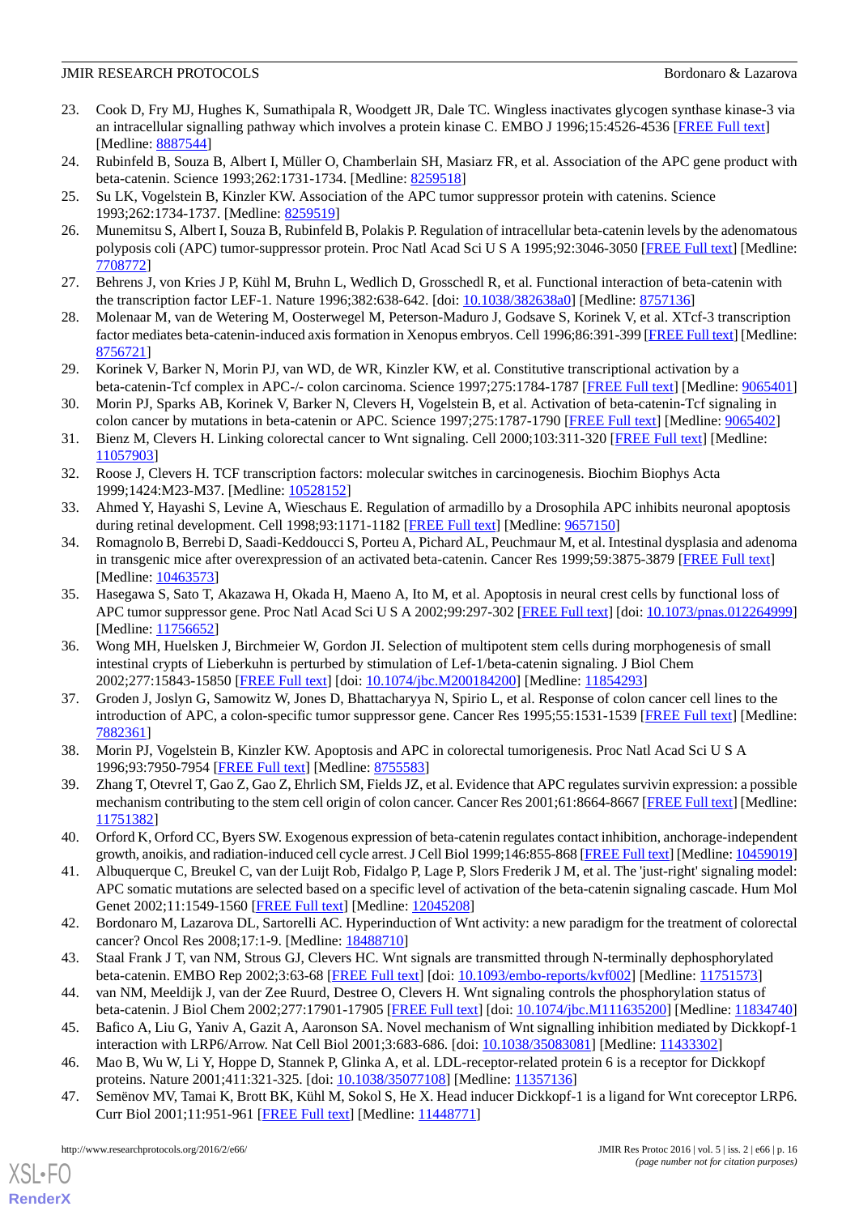23. Cook D, Fry MJ, Hughes K, Sumathipala R, Woodgett JR, Dale TC. Wingless inactivates glycogen synthase kinase-3 via an intracellular signalling pathway which involves a protein kinase C. EMBO J 1996;15:4526-4536 [FREE Full text] [Medline: 8887544]
24. Rubinfeld B, Souza B, Albert I, Müller O, Chamberlain SH, Masiarz FR, et al. Association of the APC gene product with beta-catenin. Science 1993;262:1731-1734. [Medline: 8259518]
25. Su LK, Vogelstein B, Kinzler KW. Association of the APC tumor suppressor protein with catenins. Science 1993;262:1734-1737. [Medline: 8259519]
26. Munemitsu S, Albert I, Souza B, Rubinfeld B, Polakis P. Regulation of intracellular beta-catenin levels by the adenomatous polyposis coli (APC) tumor-suppressor protein. Proc Natl Acad Sci U S A 1995;92:3046-3050 [FREE Full text] [Medline: 7708772]
27. Behrens J, von Kries J P, Kühl M, Bruhn L, Wedlich D, Grosschedl R, et al. Functional interaction of beta-catenin with the transcription factor LEF-1. Nature 1996;382:638-642. [doi: 10.1038/382638a0] [Medline: 8757136]
28. Molenaar M, van de Wetering M, Oosterwegel M, Peterson-Maduro J, Godsave S, Korinek V, et al. XTcf-3 transcription factor mediates beta-catenin-induced axis formation in Xenopus embryos. Cell 1996;86:391-399 [FREE Full text] [Medline: 8756721]
29. Korinek V, Barker N, Morin PJ, van WD, de WR, Kinzler KW, et al. Constitutive transcriptional activation by a beta-catenin-Tcf complex in APC-/- colon carcinoma. Science 1997;275:1784-1787 [FREE Full text] [Medline: 9065401]
30. Morin PJ, Sparks AB, Korinek V, Barker N, Clevers H, Vogelstein B, et al. Activation of beta-catenin-Tcf signaling in colon cancer by mutations in beta-catenin or APC. Science 1997;275:1787-1790 [FREE Full text] [Medline: 9065402]
31. Bienz M, Clevers H. Linking colorectal cancer to Wnt signaling. Cell 2000;103:311-320 [FREE Full text] [Medline: 11057903]
32. Roose J, Clevers H. TCF transcription factors: molecular switches in carcinogenesis. Biochim Biophys Acta 1999;1424:M23-M37. [Medline: 10528152]
33. Ahmed Y, Hayashi S, Levine A, Wieschaus E. Regulation of armadillo by a Drosophila APC inhibits neuronal apoptosis during retinal development. Cell 1998;93:1171-1182 [FREE Full text] [Medline: 9657150]
34. Romagnolo B, Berrebi D, Saadi-Keddoucci S, Porteu A, Pichard AL, Peuchmaur M, et al. Intestinal dysplasia and adenoma in transgenic mice after overexpression of an activated beta-catenin. Cancer Res 1999;59:3875-3879 [FREE Full text] [Medline: 10463573]
35. Hasegawa S, Sato T, Akazawa H, Okada H, Maeno A, Ito M, et al. Apoptosis in neural crest cells by functional loss of APC tumor suppressor gene. Proc Natl Acad Sci U S A 2002;99:297-302 [FREE Full text] [doi: 10.1073/pnas.012264999] [Medline: 11756652]
36. Wong MH, Huelsken J, Birchmeier W, Gordon JI. Selection of multipotent stem cells during morphogenesis of small intestinal crypts of Lieberkuhn is perturbed by stimulation of Lef-1/beta-catenin signaling. J Biol Chem 2002;277:15843-15850 [FREE Full text] [doi: 10.1074/jbc.M200184200] [Medline: 11854293]
37. Groden J, Joslyn G, Samowitz W, Jones D, Bhattacharyya N, Spirio L, et al. Response of colon cancer cell lines to the introduction of APC, a colon-specific tumor suppressor gene. Cancer Res 1995;55:1531-1539 [FREE Full text] [Medline: 7882361]
38. Morin PJ, Vogelstein B, Kinzler KW. Apoptosis and APC in colorectal tumorigenesis. Proc Natl Acad Sci U S A 1996;93:7950-7954 [FREE Full text] [Medline: 8755583]
39. Zhang T, Otevrel T, Gao Z, Gao Z, Ehrlich SM, Fields JZ, et al. Evidence that APC regulates survivin expression: a possible mechanism contributing to the stem cell origin of colon cancer. Cancer Res 2001;61:8664-8667 [FREE Full text] [Medline: 11751382]
40. Orford K, Orford CC, Byers SW. Exogenous expression of beta-catenin regulates contact inhibition, anchorage-independent growth, anoikis, and radiation-induced cell cycle arrest. J Cell Biol 1999;146:855-868 [FREE Full text] [Medline: 10459019]
41. Albuquerque C, Breukel C, van der Luijt Rob, Fidalgo P, Lage P, Slors Frederik J M, et al. The 'just-right' signaling model: APC somatic mutations are selected based on a specific level of activation of the beta-catenin signaling cascade. Hum Mol Genet 2002;11:1549-1560 [FREE Full text] [Medline: 12045208]
42. Bordonaro M, Lazarova DL, Sartorelli AC. Hyperinduction of Wnt activity: a new paradigm for the treatment of colorectal cancer? Oncol Res 2008;17:1-9. [Medline: 18488710]
43. Staal Frank J T, van NM, Strous GJ, Clevers HC. Wnt signals are transmitted through N-terminally dephosphorylated beta-catenin. EMBO Rep 2002;3:63-68 [FREE Full text] [doi: 10.1093/embo-reports/kvf002] [Medline: 11751573]
44. van NM, Meeldijk J, van der Zee Ruurd, Destree O, Clevers H. Wnt signaling controls the phosphorylation status of beta-catenin. J Biol Chem 2002;277:17901-17905 [FREE Full text] [doi: 10.1074/jbc.M111635200] [Medline: 11834740]
45. Bafico A, Liu G, Yaniv A, Gazit A, Aaronson SA. Novel mechanism of Wnt signalling inhibition mediated by Dickkopf-1 interaction with LRP6/Arrow. Nat Cell Biol 2001;3:683-686. [doi: 10.1038/35083081] [Medline: 11433302]
46. Mao B, Wu W, Li Y, Hoppe D, Stannek P, Glinka A, et al. LDL-receptor-related protein 6 is a receptor for Dickkopf proteins. Nature 2001;411:321-325. [doi: 10.1038/35077108] [Medline: 11357136]
47. Semënov MV, Tamai K, Brott BK, Kühl M, Sokol S, He X. Head inducer Dickkopf-1 is a ligand for Wnt coreceptor LRP6. Curr Biol 2001;11:951-961 [FREE Full text] [Medline: 11448771]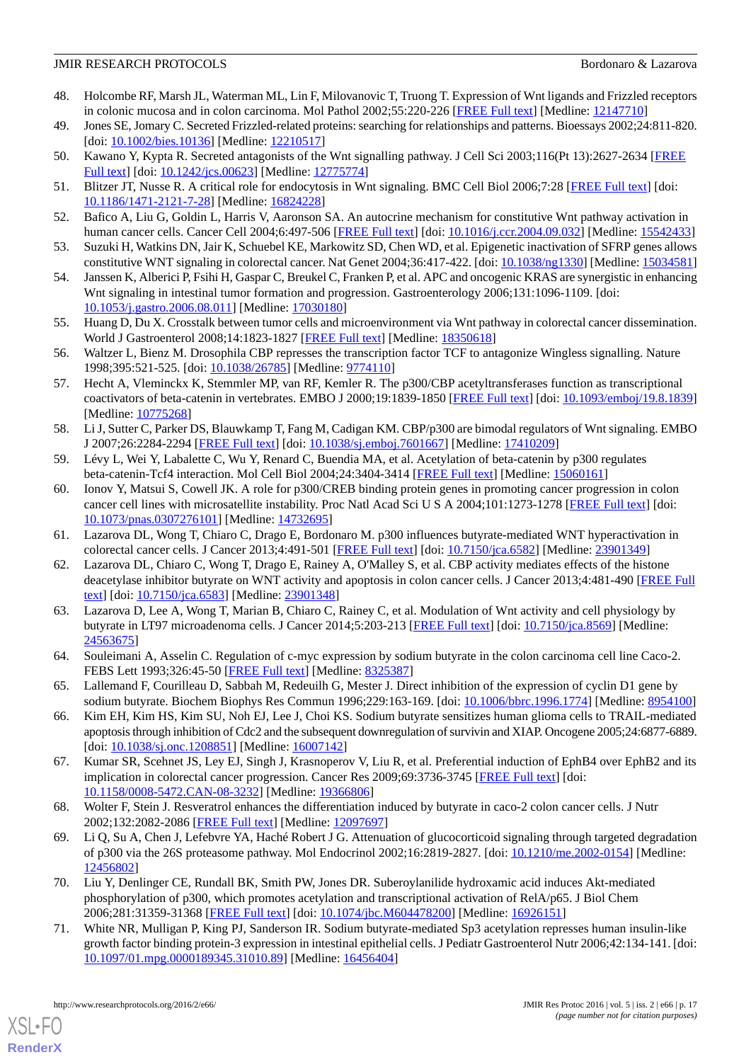48. Holcombe RF, Marsh JL, Waterman ML, Lin F, Milovanovic T, Truong T. Expression of Wnt ligands and Frizzled receptors in colonic mucosa and in colon carcinoma. Mol Pathol 2002;55:220-226 [FREE Full text] [Medline: 12147710]
49. Jones SE, Jomary C. Secreted Frizzled-related proteins: searching for relationships and patterns. Bioessays 2002;24:811-820. [doi: 10.1002/bies.10136] [Medline: 12210517]
50. Kawano Y, Kypta R. Secreted antagonists of the Wnt signalling pathway. J Cell Sci 2003;116(Pt 13):2627-2634 [FREE Full text] [doi: 10.1242/jcs.00623] [Medline: 12775774]
51. Blitzer JT, Nusse R. A critical role for endocytosis in Wnt signaling. BMC Cell Biol 2006;7:28 [FREE Full text] [doi: 10.1186/1471-2121-7-28] [Medline: 16824228]
52. Bafico A, Liu G, Goldin L, Harris V, Aaronson SA. An autocrine mechanism for constitutive Wnt pathway activation in human cancer cells. Cancer Cell 2004;6:497-506 [FREE Full text] [doi: 10.1016/j.ccr.2004.09.032] [Medline: 15542433]
53. Suzuki H, Watkins DN, Jair K, Schuebel KE, Markowitz SD, Chen WD, et al. Epigenetic inactivation of SFRP genes allows constitutive WNT signaling in colorectal cancer. Nat Genet 2004;36:417-422. [doi: 10.1038/ng1330] [Medline: 15034581]
54. Janssen K, Alberici P, Fsihi H, Gaspar C, Breukel C, Franken P, et al. APC and oncogenic KRAS are synergistic in enhancing Wnt signaling in intestinal tumor formation and progression. Gastroenterology 2006;131:1096-1109. [doi: 10.1053/j.gastro.2006.08.011] [Medline: 17030180]
55. Huang D, Du X. Crosstalk between tumor cells and microenvironment via Wnt pathway in colorectal cancer dissemination. World J Gastroenterol 2008;14:1823-1827 [FREE Full text] [Medline: 18350618]
56. Waltzer L, Bienz M. Drosophila CBP represses the transcription factor TCF to antagonize Wingless signalling. Nature 1998;395:521-525. [doi: 10.1038/26785] [Medline: 9774110]
57. Hecht A, Vleminckx K, Stemmler MP, van RF, Kemler R. The p300/CBP acetyltransferases function as transcriptional coactivators of beta-catenin in vertebrates. EMBO J 2000;19:1839-1850 [FREE Full text] [doi: 10.1093/emboj/19.8.1839] [Medline: 10775268]
58. Li J, Sutter C, Parker DS, Blauwkamp T, Fang M, Cadigan KM. CBP/p300 are bimodal regulators of Wnt signaling. EMBO J 2007;26:2284-2294 [FREE Full text] [doi: 10.1038/sj.emboj.7601667] [Medline: 17410209]
59. Lévy L, Wei Y, Labalette C, Wu Y, Renard C, Buendia MA, et al. Acetylation of beta-catenin by p300 regulates beta-catenin-Tcf4 interaction. Mol Cell Biol 2004;24:3404-3414 [FREE Full text] [Medline: 15060161]
60. Ionov Y, Matsui S, Cowell JK. A role for p300/CREB binding protein genes in promoting cancer progression in colon cancer cell lines with microsatellite instability. Proc Natl Acad Sci U S A 2004;101:1273-1278 [FREE Full text] [doi: 10.1073/pnas.0307276101] [Medline: 14732695]
61. Lazarova DL, Wong T, Chiaro C, Drago E, Bordonaro M. p300 influences butyrate-mediated WNT hyperactivation in colorectal cancer cells. J Cancer 2013;4:491-501 [FREE Full text] [doi: 10.7150/jca.6582] [Medline: 23901349]
62. Lazarova DL, Chiaro C, Wong T, Drago E, Rainey A, O'Malley S, et al. CBP activity mediates effects of the histone deacetylase inhibitor butyrate on WNT activity and apoptosis in colon cancer cells. J Cancer 2013;4:481-490 [FREE Full text] [doi: 10.7150/jca.6583] [Medline: 23901348]
63. Lazarova D, Lee A, Wong T, Marian B, Chiaro C, Rainey C, et al. Modulation of Wnt activity and cell physiology by butyrate in LT97 microadenoma cells. J Cancer 2014;5:203-213 [FREE Full text] [doi: 10.7150/jca.8569] [Medline: 24563675]
64. Souleimani A, Asselin C. Regulation of c-myc expression by sodium butyrate in the colon carcinoma cell line Caco-2. FEBS Lett 1993;326:45-50 [FREE Full text] [Medline: 8325387]
65. Lallemand F, Courilleau D, Sabbah M, Redeuilh G, Mester J. Direct inhibition of the expression of cyclin D1 gene by sodium butyrate. Biochem Biophys Res Commun 1996;229:163-169. [doi: 10.1006/bbrc.1996.1774] [Medline: 8954100]
66. Kim EH, Kim HS, Kim SU, Noh EJ, Lee J, Choi KS. Sodium butyrate sensitizes human glioma cells to TRAIL-mediated apoptosis through inhibition of Cdc2 and the subsequent downregulation of survivin and XIAP. Oncogene 2005;24:6877-6889. [doi: 10.1038/sj.onc.1208851] [Medline: 16007142]
67. Kumar SR, Scehnet JS, Ley EJ, Singh J, Krasnoperov V, Liu R, et al. Preferential induction of EphB4 over EphB2 and its implication in colorectal cancer progression. Cancer Res 2009;69:3736-3745 [FREE Full text] [doi: 10.1158/0008-5472.CAN-08-3232] [Medline: 19366806]
68. Wolter F, Stein J. Resveratrol enhances the differentiation induced by butyrate in caco-2 colon cancer cells. J Nutr 2002;132:2082-2086 [FREE Full text] [Medline: 12097697]
69. Li Q, Su A, Chen J, Lefebvre YA, Haché Robert J G. Attenuation of glucocorticoid signaling through targeted degradation of p300 via the 26S proteasome pathway. Mol Endocrinol 2002;16:2819-2827. [doi: 10.1210/me.2002-0154] [Medline: 12456802]
70. Liu Y, Denlinger CE, Rundall BK, Smith PW, Jones DR. Suberoylanilide hydroxamic acid induces Akt-mediated phosphorylation of p300, which promotes acetylation and transcriptional activation of RelA/p65. J Biol Chem 2006;281:31359-31368 [FREE Full text] [doi: 10.1074/jbc.M604478200] [Medline: 16926151]
71. White NR, Mulligan P, King PJ, Sanderson IR. Sodium butyrate-mediated Sp3 acetylation represses human insulin-like growth factor binding protein-3 expression in intestinal epithelial cells. J Pediatr Gastroenterol Nutr 2006;42:134-141. [doi: 10.1097/01.mpg.0000189345.31010.89] [Medline: 16456404]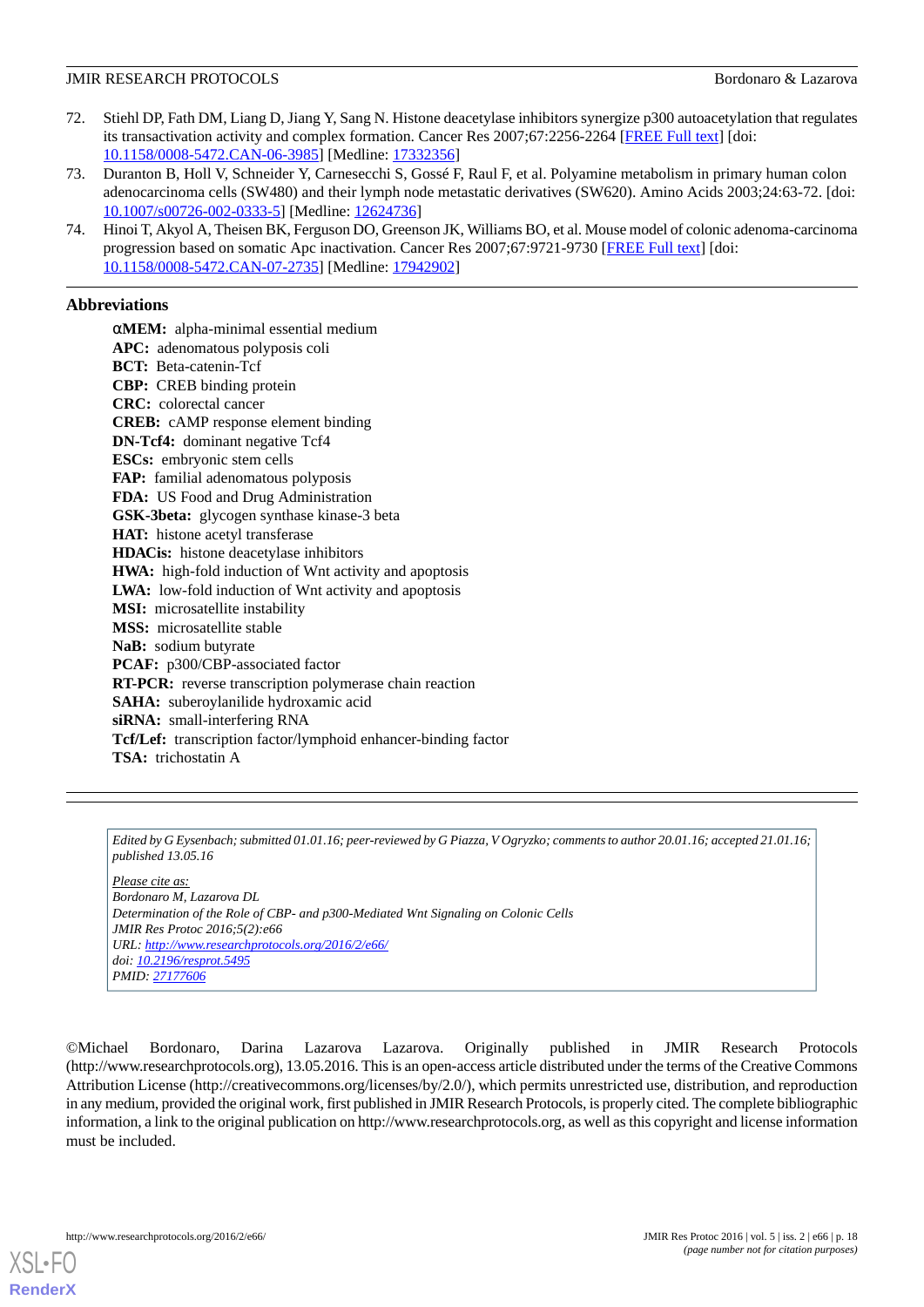72. Stiehl DP, Fath DM, Liang D, Jiang Y, Sang N. Histone deacetylase inhibitors synergize p300 autoacetylation that regulates its transactivation activity and complex formation. Cancer Res 2007;67:2256-2264 [FREE Full text] [doi: 10.1158/0008-5472.CAN-06-3985] [Medline: 17332356]
73. Duranton B, Holl V, Schneider Y, Carnesecchi S, Gossé F, Raul F, et al. Polyamine metabolism in primary human colon adenocarcinoma cells (SW480) and their lymph node metastatic derivatives (SW620). Amino Acids 2003;24:63-72. [doi: 10.1007/s00726-002-0333-5] [Medline: 12624736]
74. Hinoi T, Akyol A, Theisen BK, Ferguson DO, Greenson JK, Williams BO, et al. Mouse model of colonic adenoma-carcinoma progression based on somatic Apc inactivation. Cancer Res 2007;67:9721-9730 [FREE Full text] [doi: 10.1158/0008-5472.CAN-07-2735] [Medline: 17942902]

## Abbreviations

**αMEM:** alpha-minimal essential medium
**APC:** adenomatous polyposis coli
**BCT:** Beta-catenin-Tcf
**CBP:** CREB binding protein
**CRC:** colorectal cancer
**CREB:** cAMP response element binding
**DN-Tcf4:** dominant negative Tcf4
**ESCs:** embryonic stem cells
**FAP:** familial adenomatous polyposis
**FDA:** US Food and Drug Administration
**GSK-3beta:** glycogen synthase kinase-3 beta
**HAT:** histone acetyl transferase
**HDACis:** histone deacetylase inhibitors
**HWA:** high-fold induction of Wnt activity and apoptosis
**LWA:** low-fold induction of Wnt activity and apoptosis
**MSI:** microsatellite instability
**MSS:** microsatellite stable
**NaB:** sodium butyrate
**PCAF:** p300/CBP-associated factor
**RT-PCR:** reverse transcription polymerase chain reaction
**SAHA:** suberoylanilide hydroxamic acid
**siRNA:** small-interfering RNA
**Tcf/Lef:** transcription factor/lymphoid enhancer-binding factor
**TSA:** trichostatin A

*Edited by G Eysenbach; submitted 01.01.16; peer-reviewed by G Piazza, V Ogryzko; comments to author 20.01.16; accepted 21.01.16; published 13.05.16*

*Please cite as:*
*Bordonaro M, Lazarova DL*
*Determination of the Role of CBP- and p300-Mediated Wnt Signaling on Colonic Cells*
*JMIR Res Protoc 2016;5(2):e66*
*URL: http://www.researchprotocols.org/2016/2/e66/*
*doi: 10.2196/resprot.5495*
*PMID: 27177606*

©Michael Bordonaro, Darina Lazarova Lazarova. Originally published in JMIR Research Protocols (http://www.researchprotocols.org), 13.05.2016. This is an open-access article distributed under the terms of the Creative Commons Attribution License (http://creativecommons.org/licenses/by/2.0/), which permits unrestricted use, distribution, and reproduction in any medium, provided the original work, first published in JMIR Research Protocols, is properly cited. The complete bibliographic information, a link to the original publication on http://www.researchprotocols.org, as well as this copyright and license information must be included.